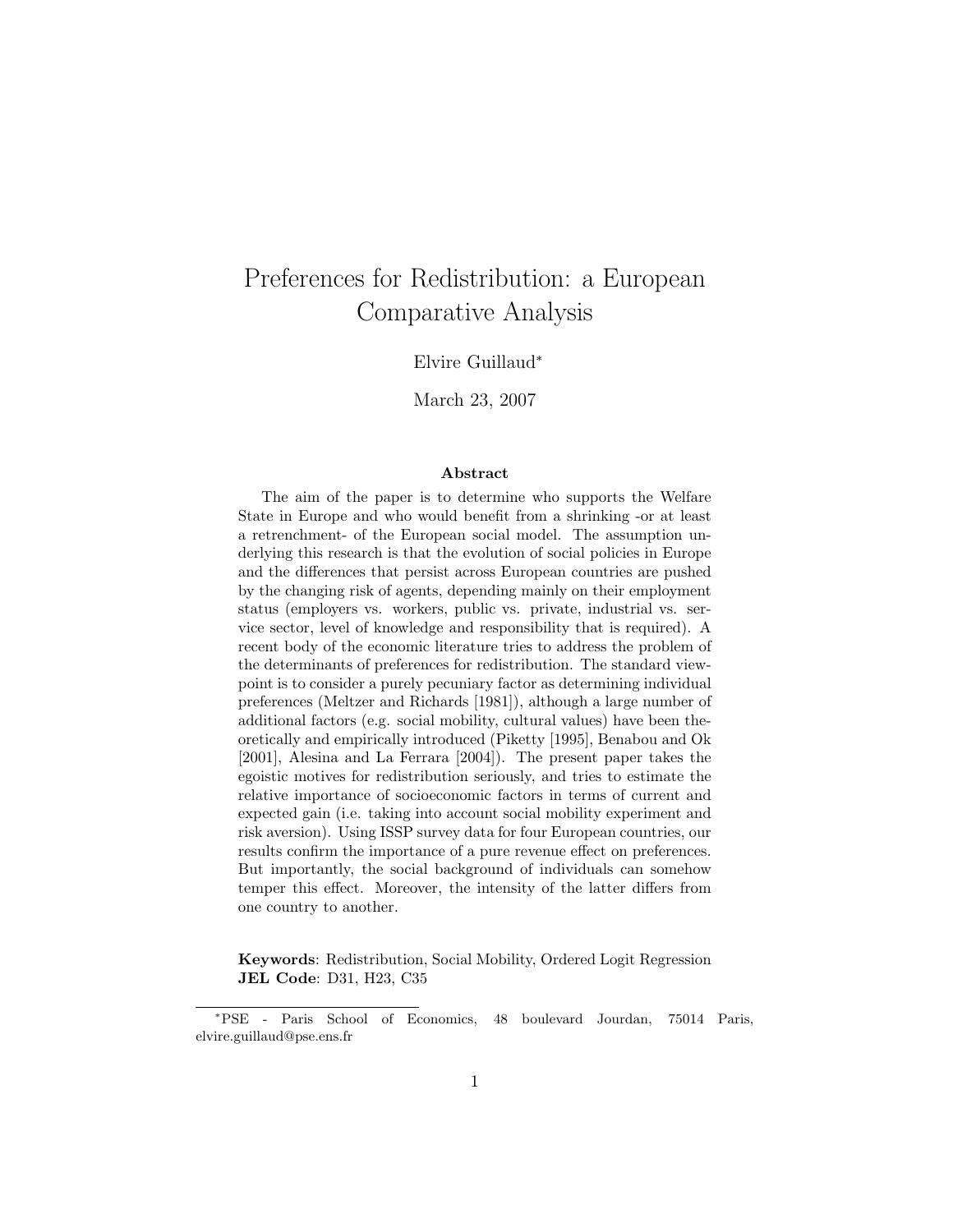# Preferences for Redistribution: a European Comparative Analysis

Elvire Guillaud*

March 23, 2007

**Abstract**

The aim of the paper is to determine who supports the Welfare State in Europe and who would benefit from a shrinking -or at least a retrenchment- of the European social model. The assumption underlying this research is that the evolution of social policies in Europe and the differences that persist across European countries are pushed by the changing risk of agents, depending mainly on their employment status (employers vs. workers, public vs. private, industrial vs. service sector, level of knowledge and responsibility that is required). A recent body of the economic literature tries to address the problem of the determinants of preferences for redistribution. The standard viewpoint is to consider a purely pecuniary factor as determining individual preferences (Meltzer and Richards [1981]), although a large number of additional factors (e.g. social mobility, cultural values) have been theoretically and empirically introduced (Piketty [1995], Benabou and Ok [2001], Alesina and La Ferrara [2004]). The present paper takes the egoistic motives for redistribution seriously, and tries to estimate the relative importance of socioeconomic factors in terms of current and expected gain (i.e. taking into account social mobility experiment and risk aversion). Using ISSP survey data for four European countries, our results confirm the importance of a pure revenue effect on preferences. But importantly, the social background of individuals can somehow temper this effect. Moreover, the intensity of the latter differs from one country to another.

**Keywords**: Redistribution, Social Mobility, Ordered Logit Regression
**JEL Code**: D31, H23, C35

---

*PSE - Paris School of Economics, 48 boulevard Jourdan, 75014 Paris, elvire.guillaud@pse.ens.fr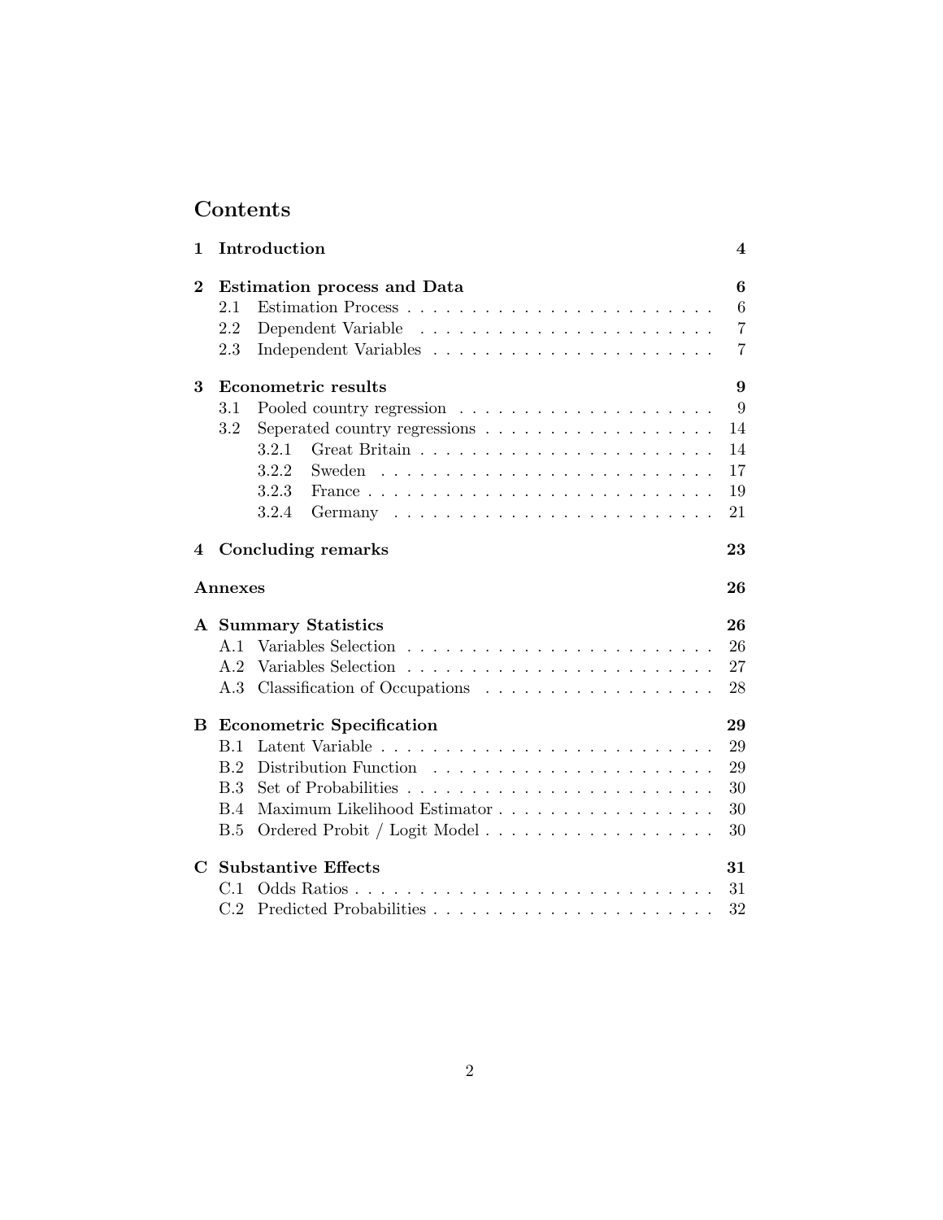# Contents

**1 Introduction** — 4

**2 Estimation process and Data** — 6
- 2.1 Estimation Process — 6
- 2.2 Dependent Variable — 7
- 2.3 Independent Variables — 7

**3 Econometric results** — 9
- 3.1 Pooled country regression — 9
- 3.2 Seperated country regressions — 14
  - 3.2.1 Great Britain — 14
  - 3.2.2 Sweden — 17
  - 3.2.3 France — 19
  - 3.2.4 Germany — 21

**4 Concluding remarks** — 23

**Annexes** — 26

**A Summary Statistics** — 26
- A.1 Variables Selection — 26
- A.2 Variables Selection — 27
- A.3 Classification of Occupations — 28

**B Econometric Specification** — 29
- B.1 Latent Variable — 29
- B.2 Distribution Function — 29
- B.3 Set of Probabilities — 30
- B.4 Maximum Likelihood Estimator — 30
- B.5 Ordered Probit / Logit Model — 30

**C Substantive Effects** — 31
- C.1 Odds Ratios — 31
- C.2 Predicted Probabilities — 32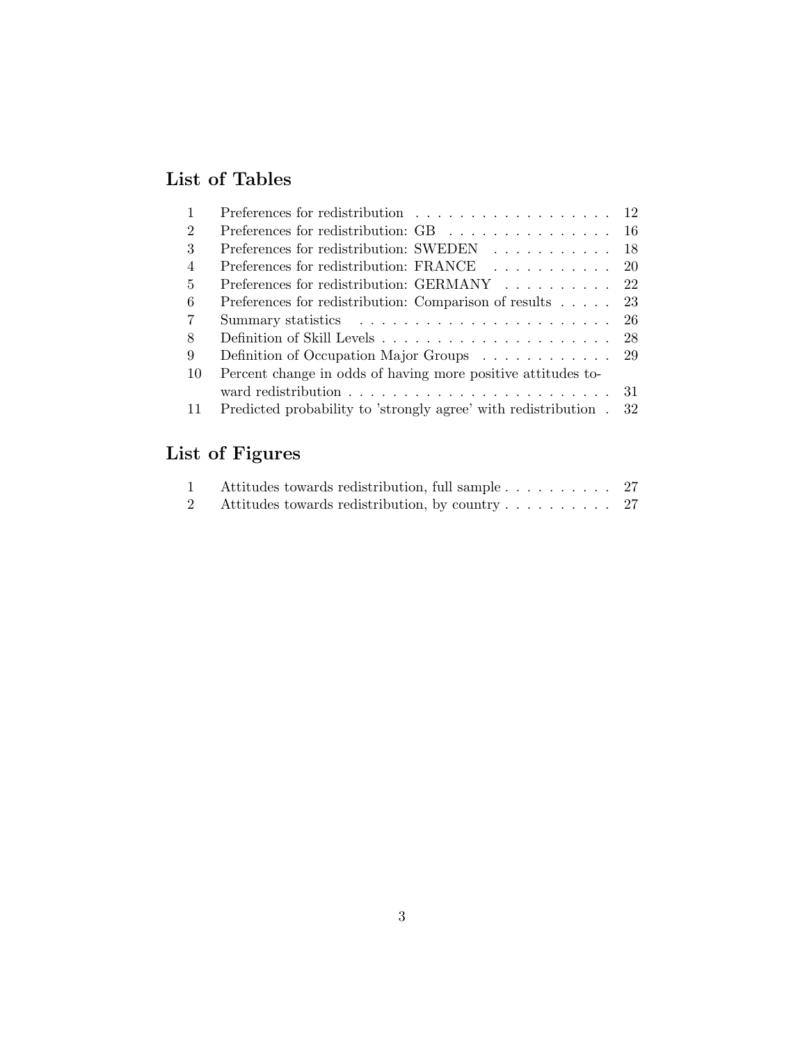## List of Tables

| | | |
|---|---|---|
| 1 | Preferences for redistribution | 12 |
| 2 | Preferences for redistribution: GB | 16 |
| 3 | Preferences for redistribution: SWEDEN | 18 |
| 4 | Preferences for redistribution: FRANCE | 20 |
| 5 | Preferences for redistribution: GERMANY | 22 |
| 6 | Preferences for redistribution: Comparison of results | 23 |
| 7 | Summary statistics | 26 |
| 8 | Definition of Skill Levels | 28 |
| 9 | Definition of Occupation Major Groups | 29 |
| 10 | Percent change in odds of having more positive attitudes toward redistribution | 31 |
| 11 | Predicted probability to 'strongly agree' with redistribution | 32 |

## List of Figures

| | | |
|---|---|---|
| 1 | Attitudes towards redistribution, full sample | 27 |
| 2 | Attitudes towards redistribution, by country | 27 |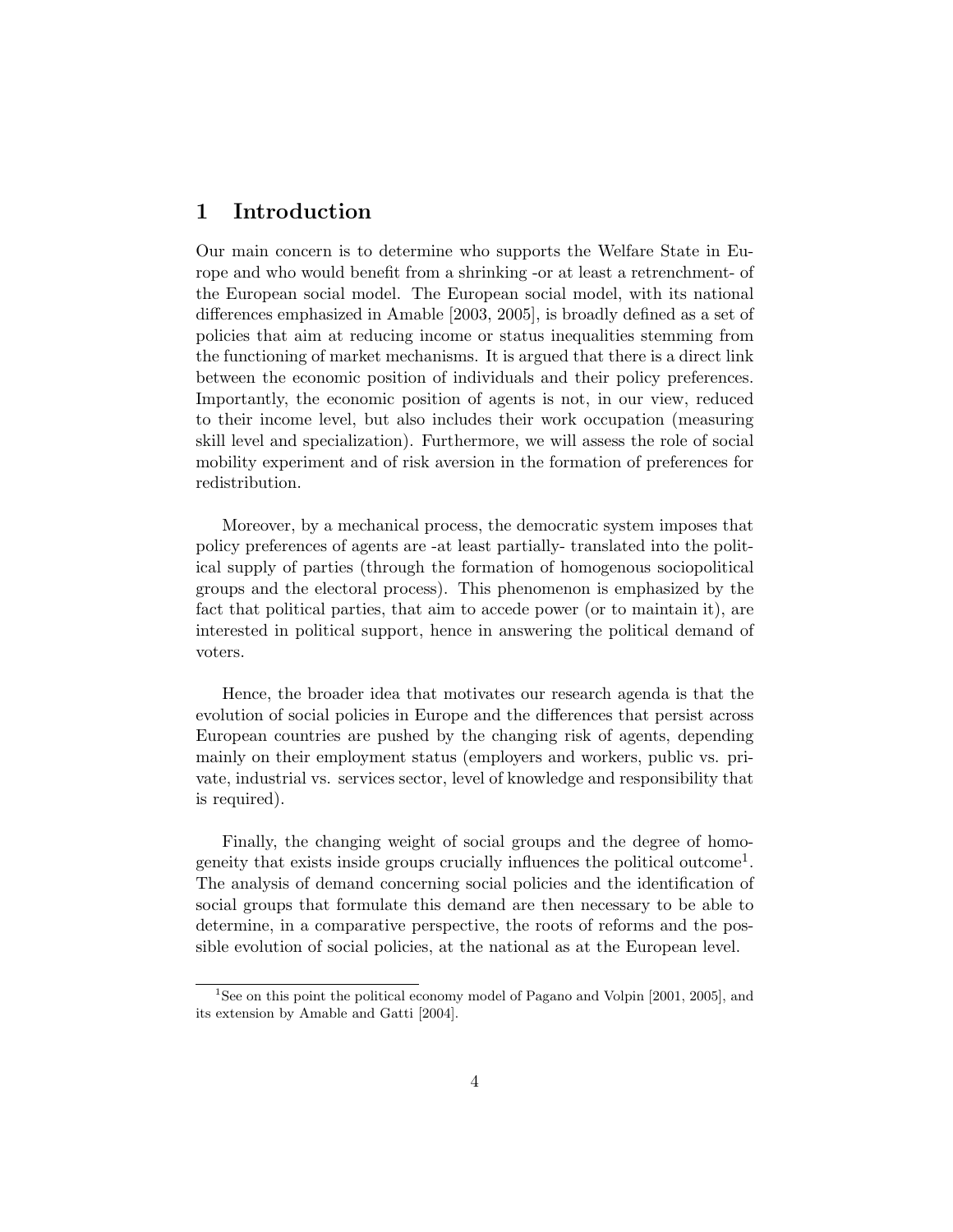# 1 Introduction

Our main concern is to determine who supports the Welfare State in Europe and who would benefit from a shrinking -or at least a retrenchment- of the European social model. The European social model, with its national differences emphasized in Amable [2003, 2005], is broadly defined as a set of policies that aim at reducing income or status inequalities stemming from the functioning of market mechanisms. It is argued that there is a direct link between the economic position of individuals and their policy preferences. Importantly, the economic position of agents is not, in our view, reduced to their income level, but also includes their work occupation (measuring skill level and specialization). Furthermore, we will assess the role of social mobility experiment and of risk aversion in the formation of preferences for redistribution.

Moreover, by a mechanical process, the democratic system imposes that policy preferences of agents are -at least partially- translated into the political supply of parties (through the formation of homogenous sociopolitical groups and the electoral process). This phenomenon is emphasized by the fact that political parties, that aim to accede power (or to maintain it), are interested in political support, hence in answering the political demand of voters.

Hence, the broader idea that motivates our research agenda is that the evolution of social policies in Europe and the differences that persist across European countries are pushed by the changing risk of agents, depending mainly on their employment status (employers and workers, public vs. private, industrial vs. services sector, level of knowledge and responsibility that is required).

Finally, the changing weight of social groups and the degree of homogeneity that exists inside groups crucially influences the political outcome[1]. The analysis of demand concerning social policies and the identification of social groups that formulate this demand are then necessary to be able to determine, in a comparative perspective, the roots of reforms and the possible evolution of social policies, at the national as at the European level.

[1] See on this point the political economy model of Pagano and Volpin [2001, 2005], and its extension by Amable and Gatti [2004].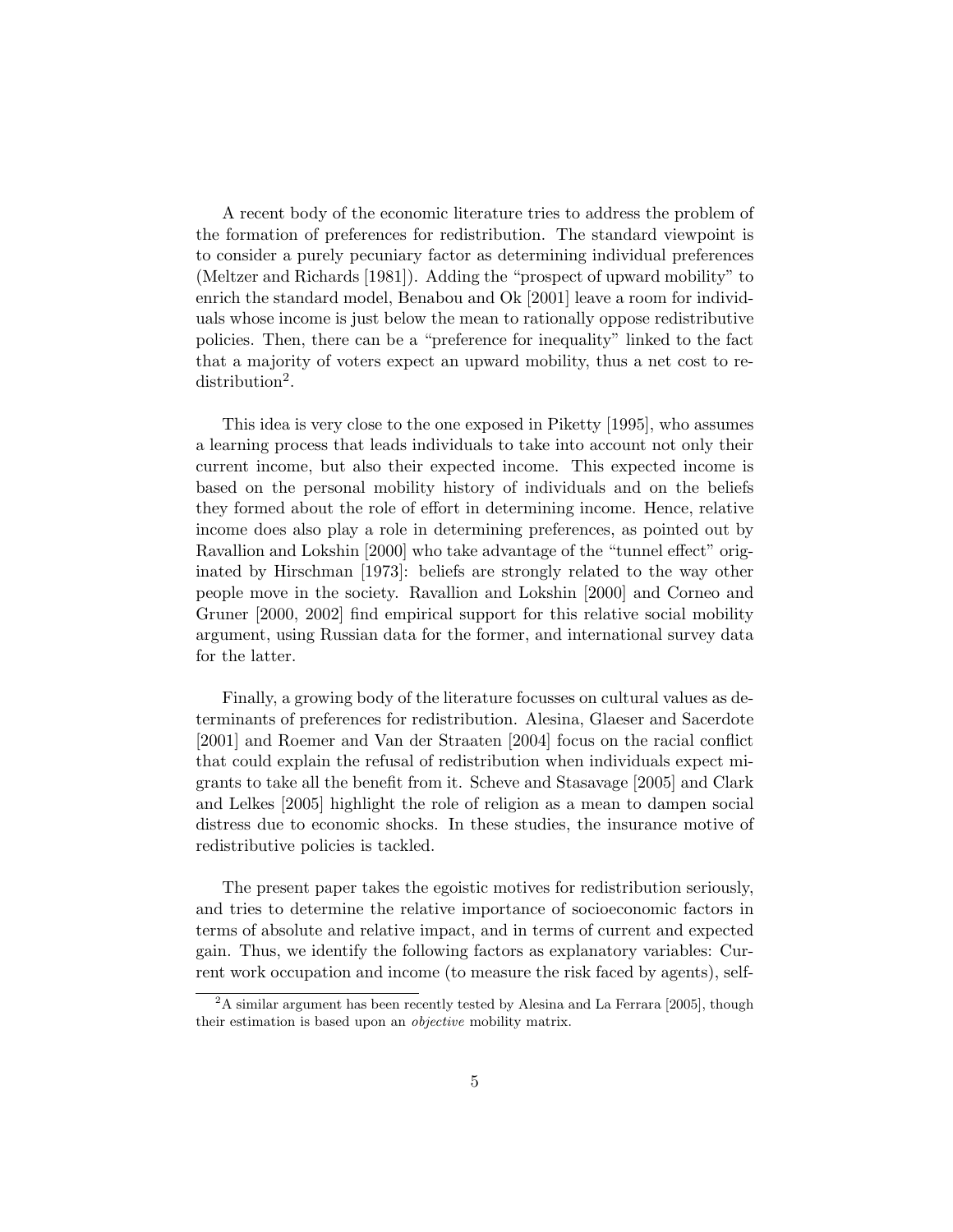A recent body of the economic literature tries to address the problem of the formation of preferences for redistribution. The standard viewpoint is to consider a purely pecuniary factor as determining individual preferences (Meltzer and Richards [1981]). Adding the "prospect of upward mobility" to enrich the standard model, Benabou and Ok [2001] leave a room for individuals whose income is just below the mean to rationally oppose redistributive policies. Then, there can be a "preference for inequality" linked to the fact that a majority of voters expect an upward mobility, thus a net cost to redistribution[2].

This idea is very close to the one exposed in Piketty [1995], who assumes a learning process that leads individuals to take into account not only their current income, but also their expected income. This expected income is based on the personal mobility history of individuals and on the beliefs they formed about the role of effort in determining income. Hence, relative income does also play a role in determining preferences, as pointed out by Ravallion and Lokshin [2000] who take advantage of the "tunnel effect" originated by Hirschman [1973]: beliefs are strongly related to the way other people move in the society. Ravallion and Lokshin [2000] and Corneo and Gruner [2000, 2002] find empirical support for this relative social mobility argument, using Russian data for the former, and international survey data for the latter.

Finally, a growing body of the literature focusses on cultural values as determinants of preferences for redistribution. Alesina, Glaeser and Sacerdote [2001] and Roemer and Van der Straaten [2004] focus on the racial conflict that could explain the refusal of redistribution when individuals expect migrants to take all the benefit from it. Scheve and Stasavage [2005] and Clark and Lelkes [2005] highlight the role of religion as a mean to dampen social distress due to economic shocks. In these studies, the insurance motive of redistributive policies is tackled.

The present paper takes the egoistic motives for redistribution seriously, and tries to determine the relative importance of socioeconomic factors in terms of absolute and relative impact, and in terms of current and expected gain. Thus, we identify the following factors as explanatory variables: Current work occupation and income (to measure the risk faced by agents), self-

[2] A similar argument has been recently tested by Alesina and La Ferrara [2005], though their estimation is based upon an *objective* mobility matrix.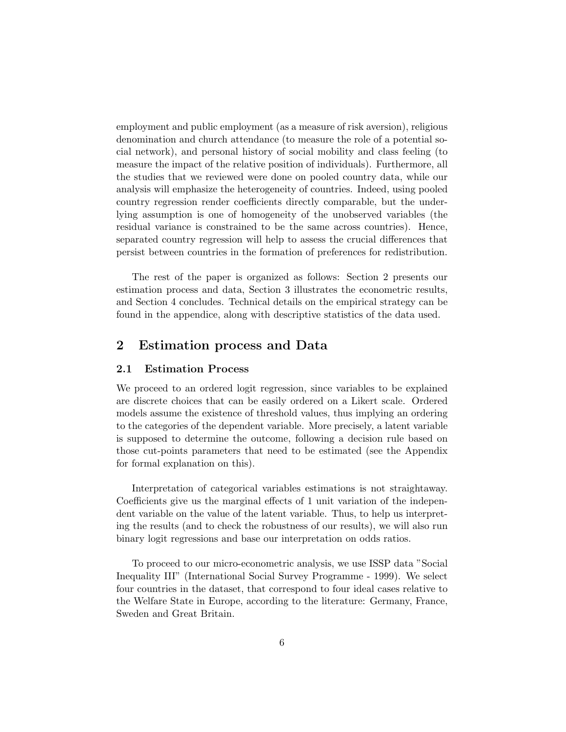employment and public employment (as a measure of risk aversion), religious denomination and church attendance (to measure the role of a potential social network), and personal history of social mobility and class feeling (to measure the impact of the relative position of individuals). Furthermore, all the studies that we reviewed were done on pooled country data, while our analysis will emphasize the heterogeneity of countries. Indeed, using pooled country regression render coefficients directly comparable, but the underlying assumption is one of homogeneity of the unobserved variables (the residual variance is constrained to be the same across countries). Hence, separated country regression will help to assess the crucial differences that persist between countries in the formation of preferences for redistribution.

The rest of the paper is organized as follows: Section 2 presents our estimation process and data, Section 3 illustrates the econometric results, and Section 4 concludes. Technical details on the empirical strategy can be found in the appendice, along with descriptive statistics of the data used.

## 2 Estimation process and Data

### 2.1 Estimation Process

We proceed to an ordered logit regression, since variables to be explained are discrete choices that can be easily ordered on a Likert scale. Ordered models assume the existence of threshold values, thus implying an ordering to the categories of the dependent variable. More precisely, a latent variable is supposed to determine the outcome, following a decision rule based on those cut-points parameters that need to be estimated (see the Appendix for formal explanation on this).

Interpretation of categorical variables estimations is not straightaway. Coefficients give us the marginal effects of 1 unit variation of the independent variable on the value of the latent variable. Thus, to help us interpreting the results (and to check the robustness of our results), we will also run binary logit regressions and base our interpretation on odds ratios.

To proceed to our micro-econometric analysis, we use ISSP data "Social Inequality III" (International Social Survey Programme - 1999). We select four countries in the dataset, that correspond to four ideal cases relative to the Welfare State in Europe, according to the literature: Germany, France, Sweden and Great Britain.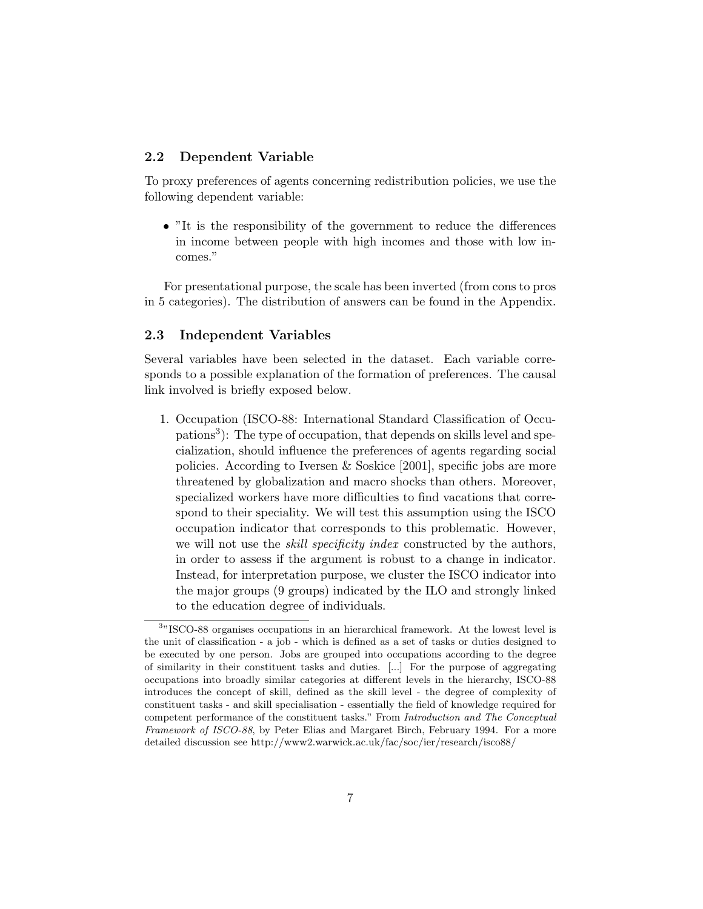## 2.2 Dependent Variable

To proxy preferences of agents concerning redistribution policies, we use the following dependent variable:

- "It is the responsibility of the government to reduce the differences in income between people with high incomes and those with low incomes."

For presentational purpose, the scale has been inverted (from cons to pros in 5 categories). The distribution of answers can be found in the Appendix.

## 2.3 Independent Variables

Several variables have been selected in the dataset. Each variable corresponds to a possible explanation of the formation of preferences. The causal link involved is briefly exposed below.

1. Occupation (ISCO-88: International Standard Classification of Occupations[3]): The type of occupation, that depends on skills level and specialization, should influence the preferences of agents regarding social policies. According to Iversen & Soskice [2001], specific jobs are more threatened by globalization and macro shocks than others. Moreover, specialized workers have more difficulties to find vacations that correspond to their speciality. We will test this assumption using the ISCO occupation indicator that corresponds to this problematic. However, we will not use the *skill specificity index* constructed by the authors, in order to assess if the argument is robust to a change in indicator. Instead, for interpretation purpose, we cluster the ISCO indicator into the major groups (9 groups) indicated by the ILO and strongly linked to the education degree of individuals.

[3]"ISCO-88 organises occupations in an hierarchical framework. At the lowest level is the unit of classification - a job - which is defined as a set of tasks or duties designed to be executed by one person. Jobs are grouped into occupations according to the degree of similarity in their constituent tasks and duties. [...] For the purpose of aggregating occupations into broadly similar categories at different levels in the hierarchy, ISCO-88 introduces the concept of skill, defined as the skill level - the degree of complexity of constituent tasks - and skill specialisation - essentially the field of knowledge required for competent performance of the constituent tasks." From *Introduction and The Conceptual Framework of ISCO-88*, by Peter Elias and Margaret Birch, February 1994. For a more detailed discussion see http://www2.warwick.ac.uk/fac/soc/ier/research/isco88/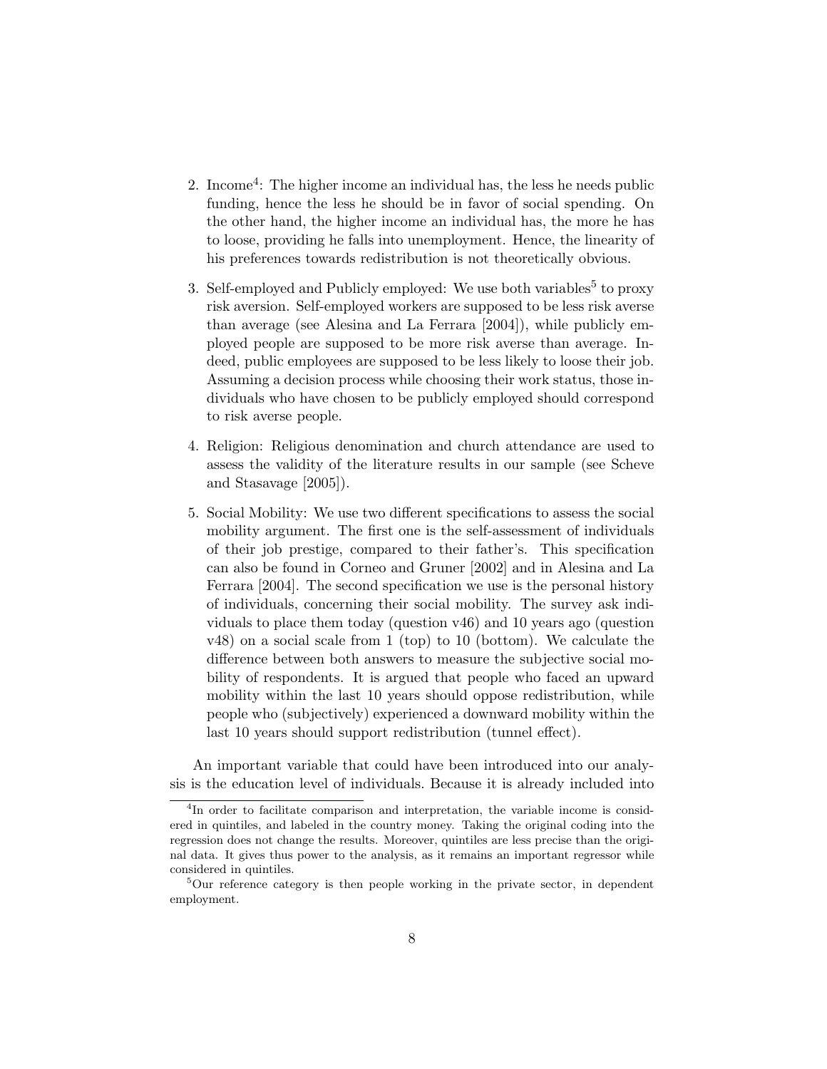2. Income[4]: The higher income an individual has, the less he needs public funding, hence the less he should be in favor of social spending. On the other hand, the higher income an individual has, the more he has to loose, providing he falls into unemployment. Hence, the linearity of his preferences towards redistribution is not theoretically obvious.

3. Self-employed and Publicly employed: We use both variables[5] to proxy risk aversion. Self-employed workers are supposed to be less risk averse than average (see Alesina and La Ferrara [2004]), while publicly employed people are supposed to be more risk averse than average. Indeed, public employees are supposed to be less likely to loose their job. Assuming a decision process while choosing their work status, those individuals who have chosen to be publicly employed should correspond to risk averse people.

4. Religion: Religious denomination and church attendance are used to assess the validity of the literature results in our sample (see Scheve and Stasavage [2005]).

5. Social Mobility: We use two different specifications to assess the social mobility argument. The first one is the self-assessment of individuals of their job prestige, compared to their father's. This specification can also be found in Corneo and Gruner [2002] and in Alesina and La Ferrara [2004]. The second specification we use is the personal history of individuals, concerning their social mobility. The survey ask individuals to place them today (question v46) and 10 years ago (question v48) on a social scale from 1 (top) to 10 (bottom). We calculate the difference between both answers to measure the subjective social mobility of respondents. It is argued that people who faced an upward mobility within the last 10 years should oppose redistribution, while people who (subjectively) experienced a downward mobility within the last 10 years should support redistribution (tunnel effect).

An important variable that could have been introduced into our analysis is the education level of individuals. Because it is already included into

[4] In order to facilitate comparison and interpretation, the variable income is considered in quintiles, and labeled in the country money. Taking the original coding into the regression does not change the results. Moreover, quintiles are less precise than the original data. It gives thus power to the analysis, as it remains an important regressor while considered in quintiles.

[5] Our reference category is then people working in the private sector, in dependent employment.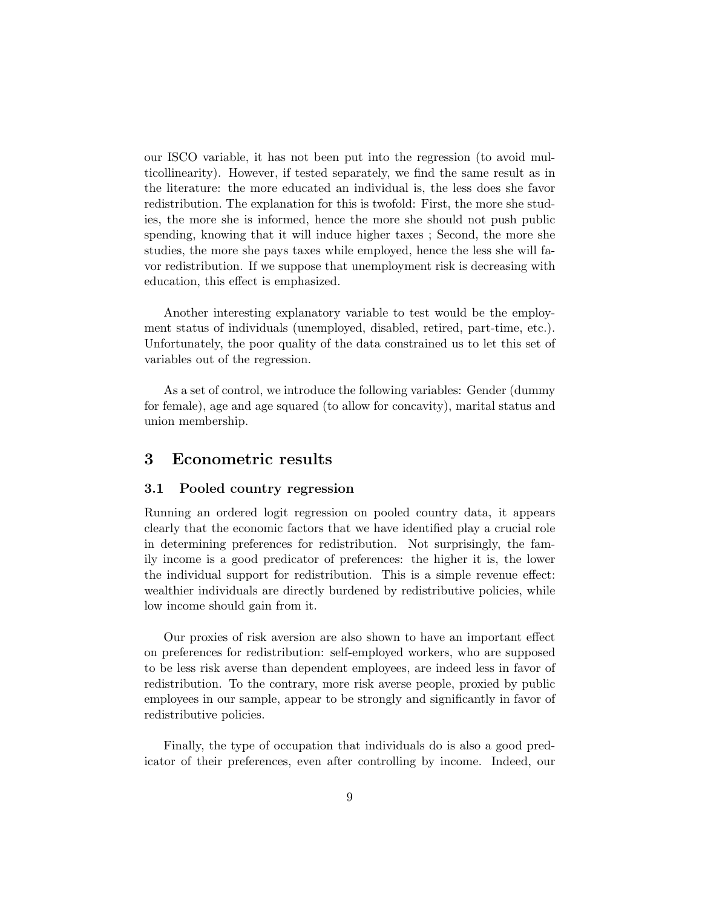our ISCO variable, it has not been put into the regression (to avoid multicollinearity). However, if tested separately, we find the same result as in the literature: the more educated an individual is, the less does she favor redistribution. The explanation for this is twofold: First, the more she studies, the more she is informed, hence the more she should not push public spending, knowing that it will induce higher taxes ; Second, the more she studies, the more she pays taxes while employed, hence the less she will favor redistribution. If we suppose that unemployment risk is decreasing with education, this effect is emphasized.

Another interesting explanatory variable to test would be the employment status of individuals (unemployed, disabled, retired, part-time, etc.). Unfortunately, the poor quality of the data constrained us to let this set of variables out of the regression.

As a set of control, we introduce the following variables: Gender (dummy for female), age and age squared (to allow for concavity), marital status and union membership.

# 3 Econometric results

## 3.1 Pooled country regression

Running an ordered logit regression on pooled country data, it appears clearly that the economic factors that we have identified play a crucial role in determining preferences for redistribution. Not surprisingly, the family income is a good predicator of preferences: the higher it is, the lower the individual support for redistribution. This is a simple revenue effect: wealthier individuals are directly burdened by redistributive policies, while low income should gain from it.

Our proxies of risk aversion are also shown to have an important effect on preferences for redistribution: self-employed workers, who are supposed to be less risk averse than dependent employees, are indeed less in favor of redistribution. To the contrary, more risk averse people, proxied by public employees in our sample, appear to be strongly and significantly in favor of redistributive policies.

Finally, the type of occupation that individuals do is also a good predicator of their preferences, even after controlling by income. Indeed, our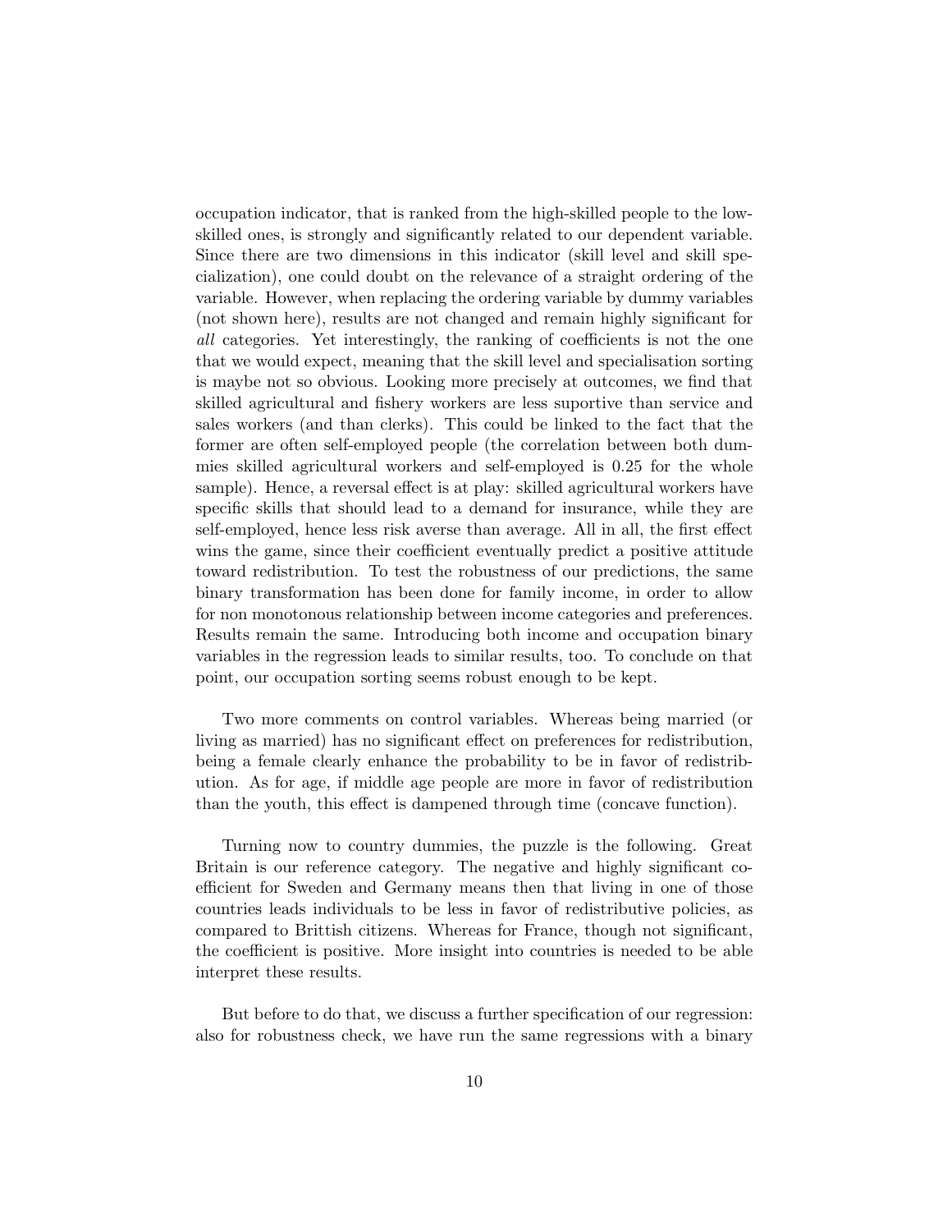occupation indicator, that is ranked from the high-skilled people to the low-skilled ones, is strongly and significantly related to our dependent variable. Since there are two dimensions in this indicator (skill level and skill specialization), one could doubt on the relevance of a straight ordering of the variable. However, when replacing the ordering variable by dummy variables (not shown here), results are not changed and remain highly significant for *all* categories. Yet interestingly, the ranking of coefficients is not the one that we would expect, meaning that the skill level and specialisation sorting is maybe not so obvious. Looking more precisely at outcomes, we find that skilled agricultural and fishery workers are less suportive than service and sales workers (and than clerks). This could be linked to the fact that the former are often self-employed people (the correlation between both dummies skilled agricultural workers and self-employed is 0.25 for the whole sample). Hence, a reversal effect is at play: skilled agricultural workers have specific skills that should lead to a demand for insurance, while they are self-employed, hence less risk averse than average. All in all, the first effect wins the game, since their coefficient eventually predict a positive attitude toward redistribution. To test the robustness of our predictions, the same binary transformation has been done for family income, in order to allow for non monotonous relationship between income categories and preferences. Results remain the same. Introducing both income and occupation binary variables in the regression leads to similar results, too. To conclude on that point, our occupation sorting seems robust enough to be kept.

Two more comments on control variables. Whereas being married (or living as married) has no significant effect on preferences for redistribution, being a female clearly enhance the probability to be in favor of redistribution. As for age, if middle age people are more in favor of redistribution than the youth, this effect is dampened through time (concave function).

Turning now to country dummies, the puzzle is the following. Great Britain is our reference category. The negative and highly significant coefficient for Sweden and Germany means then that living in one of those countries leads individuals to be less in favor of redistributive policies, as compared to Brittish citizens. Whereas for France, though not significant, the coefficient is positive. More insight into countries is needed to be able interpret these results.

But before to do that, we discuss a further specification of our regression: also for robustness check, we have run the same regressions with a binary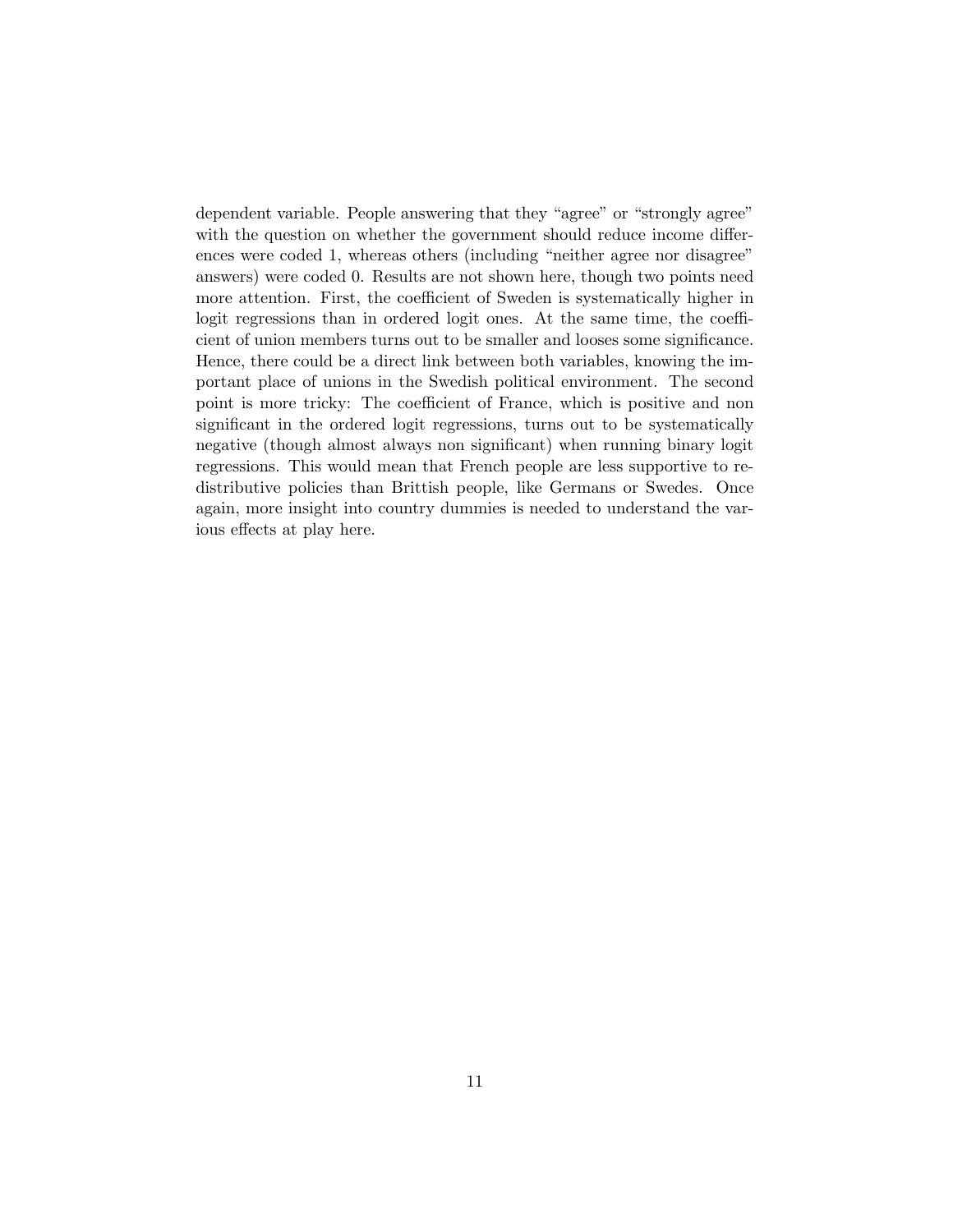dependent variable. People answering that they "agree" or "strongly agree" with the question on whether the government should reduce income differences were coded 1, whereas others (including "neither agree nor disagree" answers) were coded 0. Results are not shown here, though two points need more attention. First, the coefficient of Sweden is systematically higher in logit regressions than in ordered logit ones. At the same time, the coefficient of union members turns out to be smaller and looses some significance. Hence, there could be a direct link between both variables, knowing the important place of unions in the Swedish political environment. The second point is more tricky: The coefficient of France, which is positive and non significant in the ordered logit regressions, turns out to be systematically negative (though almost always non significant) when running binary logit regressions. This would mean that French people are less supportive to redistributive policies than Brittish people, like Germans or Swedes. Once again, more insight into country dummies is needed to understand the various effects at play here.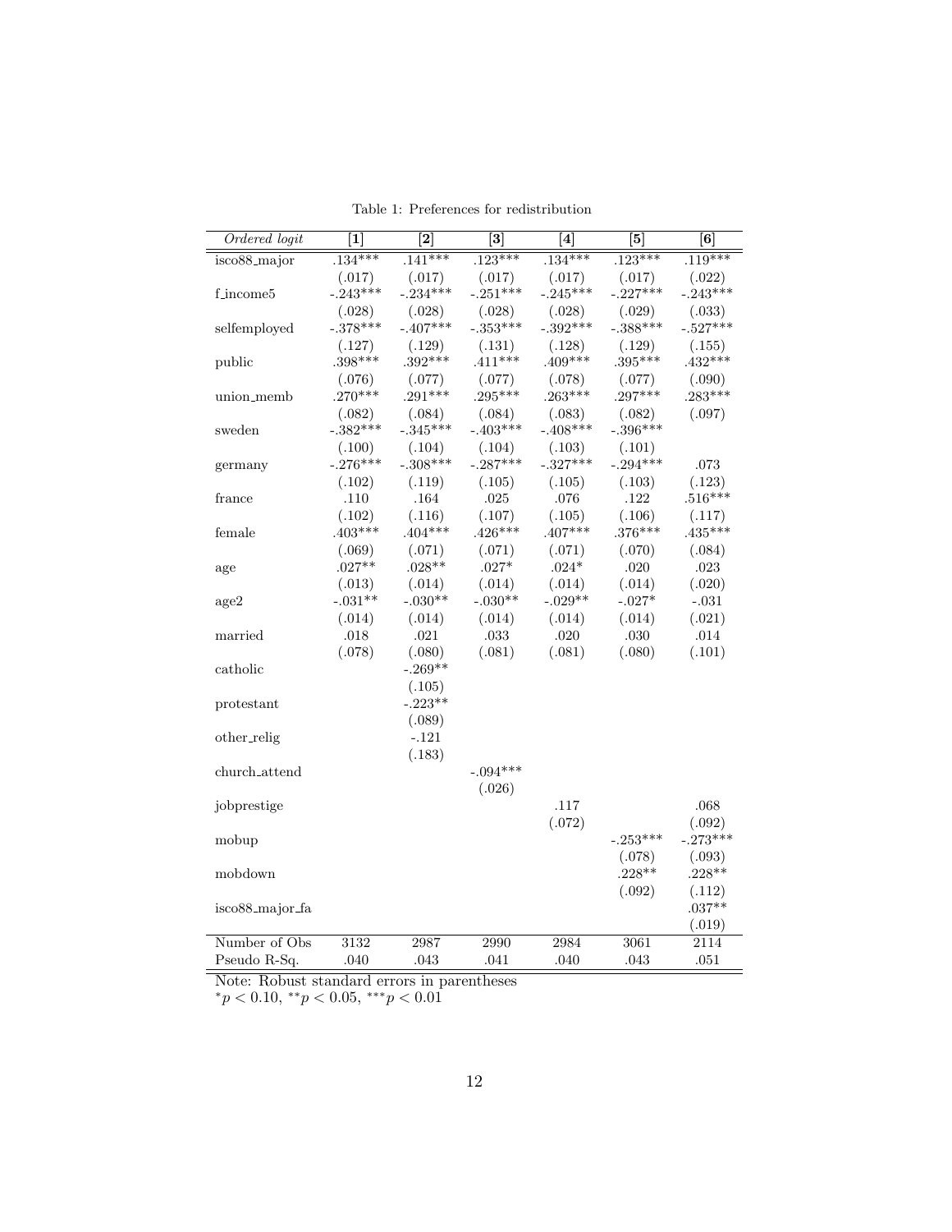Table 1: Preferences for redistribution

| *Ordered logit* | **[1]** | **[2]** | **[3]** | **[4]** | **[5]** | **[6]** |
|---|---|---|---|---|---|---|
| isco88_major | .134*** | .141*** | .123*** | .134*** | .123*** | .119*** |
| | (.017) | (.017) | (.017) | (.017) | (.017) | (.022) |
| f_income5 | -.243*** | -.234*** | -.251*** | -.245*** | -.227*** | -.243*** |
| | (.028) | (.028) | (.028) | (.028) | (.029) | (.033) |
| selfemployed | -.378*** | -.407*** | -.353*** | -.392*** | -.388*** | -.527*** |
| | (.127) | (.129) | (.131) | (.128) | (.129) | (.155) |
| public | .398*** | .392*** | .411*** | .409*** | .395*** | .432*** |
| | (.076) | (.077) | (.077) | (.078) | (.077) | (.090) |
| union_memb | .270*** | .291*** | .295*** | .263*** | .297*** | .283*** |
| | (.082) | (.084) | (.084) | (.083) | (.082) | (.097) |
| sweden | -.382*** | -.345*** | -.403*** | -.408*** | -.396*** | |
| | (.100) | (.104) | (.104) | (.103) | (.101) | |
| germany | -.276*** | -.308*** | -.287*** | -.327*** | -.294*** | .073 |
| | (.102) | (.119) | (.105) | (.105) | (.103) | (.123) |
| france | .110 | .164 | .025 | .076 | .122 | .516*** |
| | (.102) | (.116) | (.107) | (.105) | (.106) | (.117) |
| female | .403*** | .404*** | .426*** | .407*** | .376*** | .435*** |
| | (.069) | (.071) | (.071) | (.071) | (.070) | (.084) |
| age | .027** | .028** | .027* | .024* | .020 | .023 |
| | (.013) | (.014) | (.014) | (.014) | (.014) | (.020) |
| age2 | -.031** | -.030** | -.030** | -.029** | -.027* | -.031 |
| | (.014) | (.014) | (.014) | (.014) | (.014) | (.021) |
| married | .018 | .021 | .033 | .020 | .030 | .014 |
| | (.078) | (.080) | (.081) | (.081) | (.080) | (.101) |
| catholic | | -.269** | | | | |
| | | (.105) | | | | |
| protestant | | -.223** | | | | |
| | | (.089) | | | | |
| other_relig | | -.121 | | | | |
| | | (.183) | | | | |
| church_attend | | | -.094*** | | | |
| | | | (.026) | | | |
| jobprestige | | | | .117 | | .068 |
| | | | | (.072) | | (.092) |
| mobup | | | | | -.253*** | -.273*** |
| | | | | | (.078) | (.093) |
| mobdown | | | | | .228** | .228** |
| | | | | | (.092) | (.112) |
| isco88_major_fa | | | | | | .037** |
| | | | | | | (.019) |
| Number of Obs | 3132 | 2987 | 2990 | 2984 | 3061 | 2114 |
| Pseudo R-Sq. | .040 | .043 | .041 | .040 | .043 | .051 |

Note: Robust standard errors in parentheses
$^{*}p < 0.10$, $^{**}p < 0.05$, $^{***}p < 0.01$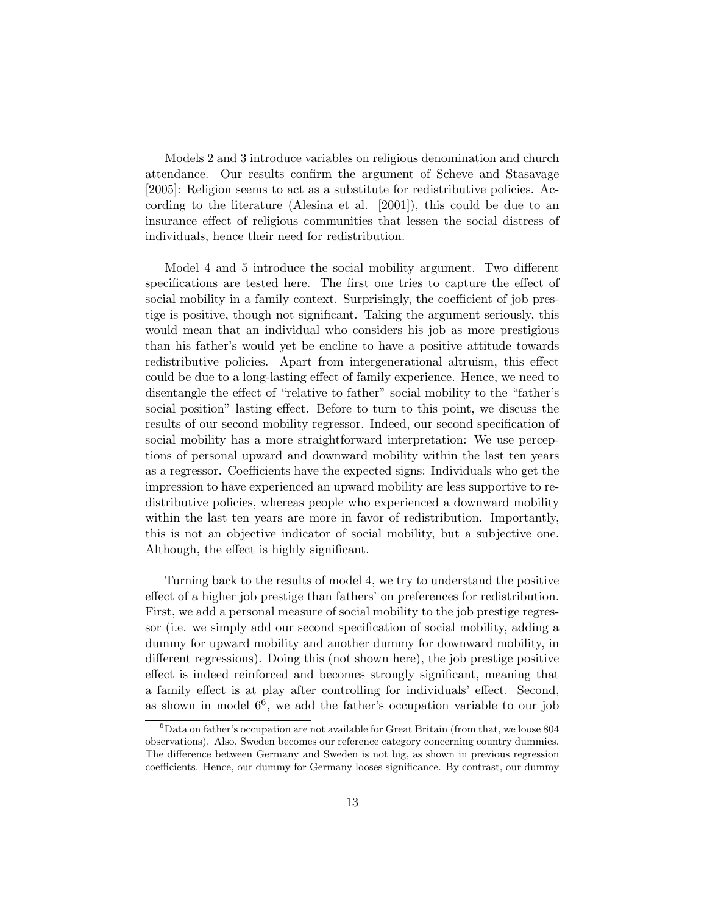Models 2 and 3 introduce variables on religious denomination and church attendance. Our results confirm the argument of Scheve and Stasavage [2005]: Religion seems to act as a substitute for redistributive policies. According to the literature (Alesina et al. [2001]), this could be due to an insurance effect of religious communities that lessen the social distress of individuals, hence their need for redistribution.

Model 4 and 5 introduce the social mobility argument. Two different specifications are tested here. The first one tries to capture the effect of social mobility in a family context. Surprisingly, the coefficient of job prestige is positive, though not significant. Taking the argument seriously, this would mean that an individual who considers his job as more prestigious than his father's would yet be encline to have a positive attitude towards redistributive policies. Apart from intergenerational altruism, this effect could be due to a long-lasting effect of family experience. Hence, we need to disentangle the effect of "relative to father" social mobility to the "father's social position" lasting effect. Before to turn to this point, we discuss the results of our second mobility regressor. Indeed, our second specification of social mobility has a more straightforward interpretation: We use perceptions of personal upward and downward mobility within the last ten years as a regressor. Coefficients have the expected signs: Individuals who get the impression to have experienced an upward mobility are less supportive to redistributive policies, whereas people who experienced a downward mobility within the last ten years are more in favor of redistribution. Importantly, this is not an objective indicator of social mobility, but a subjective one. Although, the effect is highly significant.

Turning back to the results of model 4, we try to understand the positive effect of a higher job prestige than fathers' on preferences for redistribution. First, we add a personal measure of social mobility to the job prestige regressor (i.e. we simply add our second specification of social mobility, adding a dummy for upward mobility and another dummy for downward mobility, in different regressions). Doing this (not shown here), the job prestige positive effect is indeed reinforced and becomes strongly significant, meaning that a family effect is at play after controlling for individuals' effect. Second, as shown in model 6[6], we add the father's occupation variable to our job

[6] Data on father's occupation are not available for Great Britain (from that, we loose 804 observations). Also, Sweden becomes our reference category concerning country dummies. The difference between Germany and Sweden is not big, as shown in previous regression coefficients. Hence, our dummy for Germany looses significance. By contrast, our dummy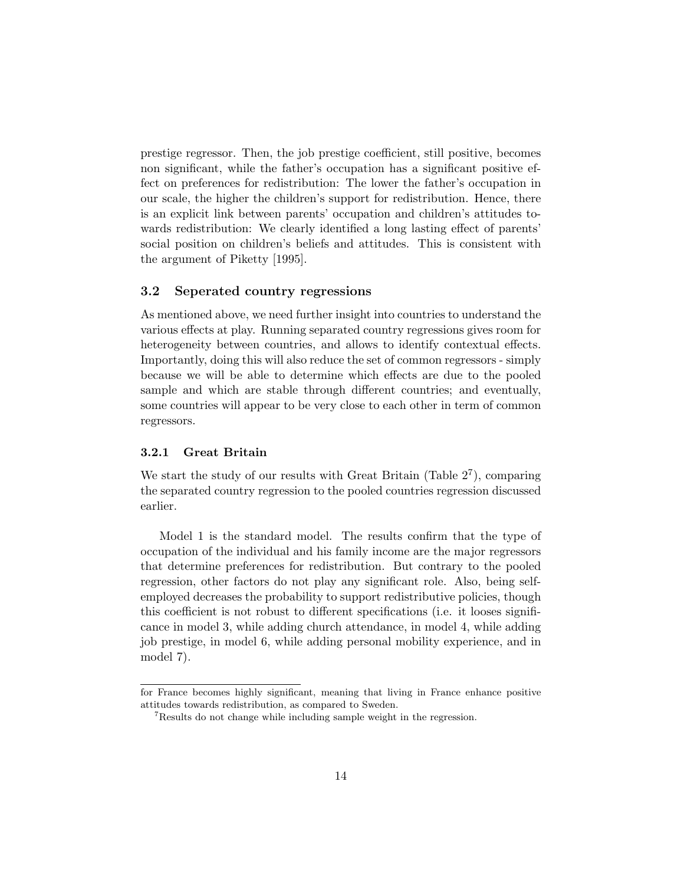prestige regressor. Then, the job prestige coefficient, still positive, becomes non significant, while the father's occupation has a significant positive effect on preferences for redistribution: The lower the father's occupation in our scale, the higher the children's support for redistribution. Hence, there is an explicit link between parents' occupation and children's attitudes towards redistribution: We clearly identified a long lasting effect of parents' social position on children's beliefs and attitudes. This is consistent with the argument of Piketty [1995].

### 3.2 Seperated country regressions

As mentioned above, we need further insight into countries to understand the various effects at play. Running separated country regressions gives room for heterogeneity between countries, and allows to identify contextual effects. Importantly, doing this will also reduce the set of common regressors - simply because we will be able to determine which effects are due to the pooled sample and which are stable through different countries; and eventually, some countries will appear to be very close to each other in term of common regressors.

#### 3.2.1 Great Britain

We start the study of our results with Great Britain (Table 2[7]), comparing the separated country regression to the pooled countries regression discussed earlier.

Model 1 is the standard model. The results confirm that the type of occupation of the individual and his family income are the major regressors that determine preferences for redistribution. But contrary to the pooled regression, other factors do not play any significant role. Also, being self-employed decreases the probability to support redistributive policies, though this coefficient is not robust to different specifications (i.e. it looses significance in model 3, while adding church attendance, in model 4, while adding job prestige, in model 6, while adding personal mobility experience, and in model 7).

---

for France becomes highly significant, meaning that living in France enhance positive attitudes towards redistribution, as compared to Sweden.

[7]Results do not change while including sample weight in the regression.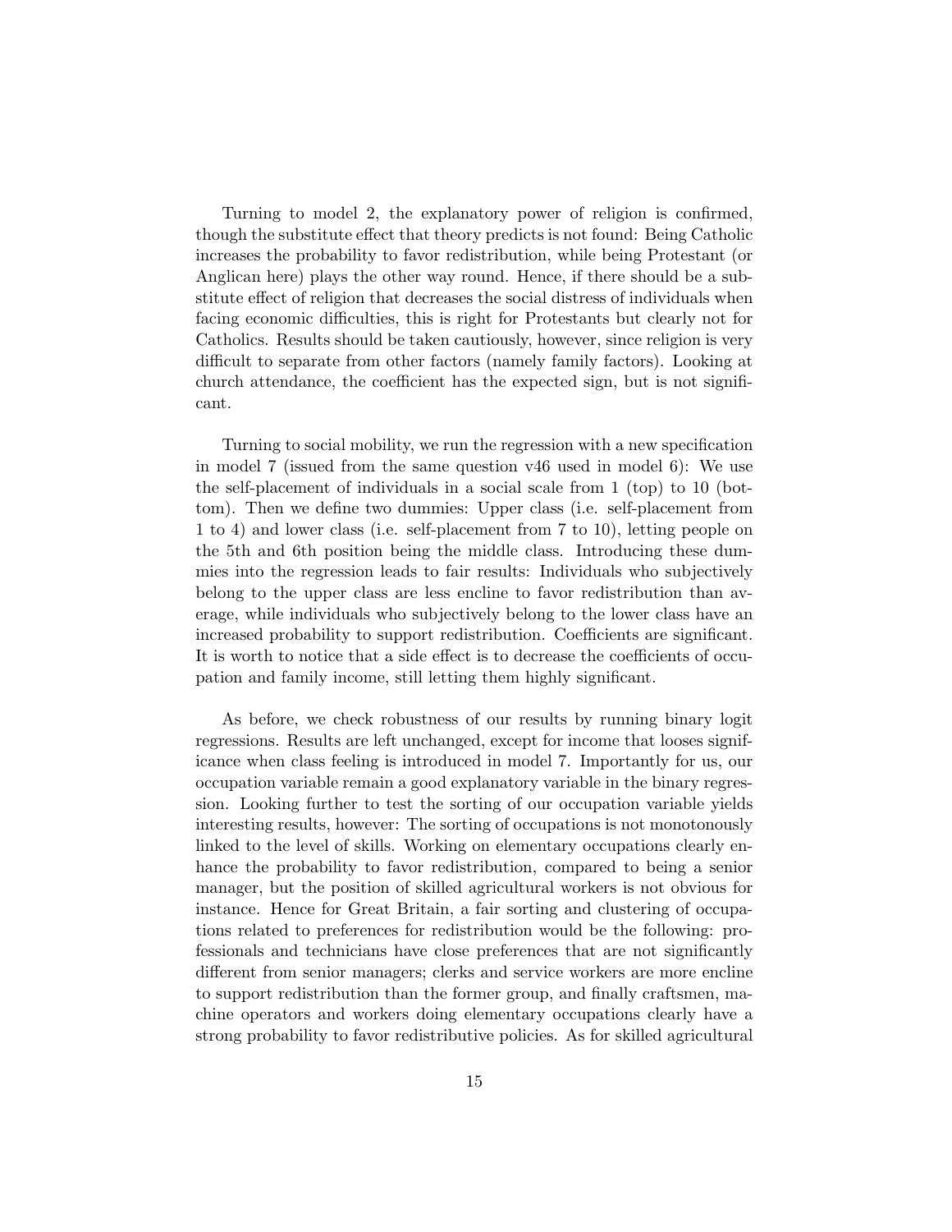Turning to model 2, the explanatory power of religion is confirmed, though the substitute effect that theory predicts is not found: Being Catholic increases the probability to favor redistribution, while being Protestant (or Anglican here) plays the other way round. Hence, if there should be a substitute effect of religion that decreases the social distress of individuals when facing economic difficulties, this is right for Protestants but clearly not for Catholics. Results should be taken cautiously, however, since religion is very difficult to separate from other factors (namely family factors). Looking at church attendance, the coefficient has the expected sign, but is not significant.

Turning to social mobility, we run the regression with a new specification in model 7 (issued from the same question v46 used in model 6): We use the self-placement of individuals in a social scale from 1 (top) to 10 (bottom). Then we define two dummies: Upper class (i.e. self-placement from 1 to 4) and lower class (i.e. self-placement from 7 to 10), letting people on the 5th and 6th position being the middle class. Introducing these dummies into the regression leads to fair results: Individuals who subjectively belong to the upper class are less encline to favor redistribution than average, while individuals who subjectively belong to the lower class have an increased probability to support redistribution. Coefficients are significant. It is worth to notice that a side effect is to decrease the coefficients of occupation and family income, still letting them highly significant.

As before, we check robustness of our results by running binary logit regressions. Results are left unchanged, except for income that looses significance when class feeling is introduced in model 7. Importantly for us, our occupation variable remain a good explanatory variable in the binary regression. Looking further to test the sorting of our occupation variable yields interesting results, however: The sorting of occupations is not monotonously linked to the level of skills. Working on elementary occupations clearly enhance the probability to favor redistribution, compared to being a senior manager, but the position of skilled agricultural workers is not obvious for instance. Hence for Great Britain, a fair sorting and clustering of occupations related to preferences for redistribution would be the following: professionals and technicians have close preferences that are not significantly different from senior managers; clerks and service workers are more encline to support redistribution than the former group, and finally craftsmen, machine operators and workers doing elementary occupations clearly have a strong probability to favor redistributive policies. As for skilled agricultural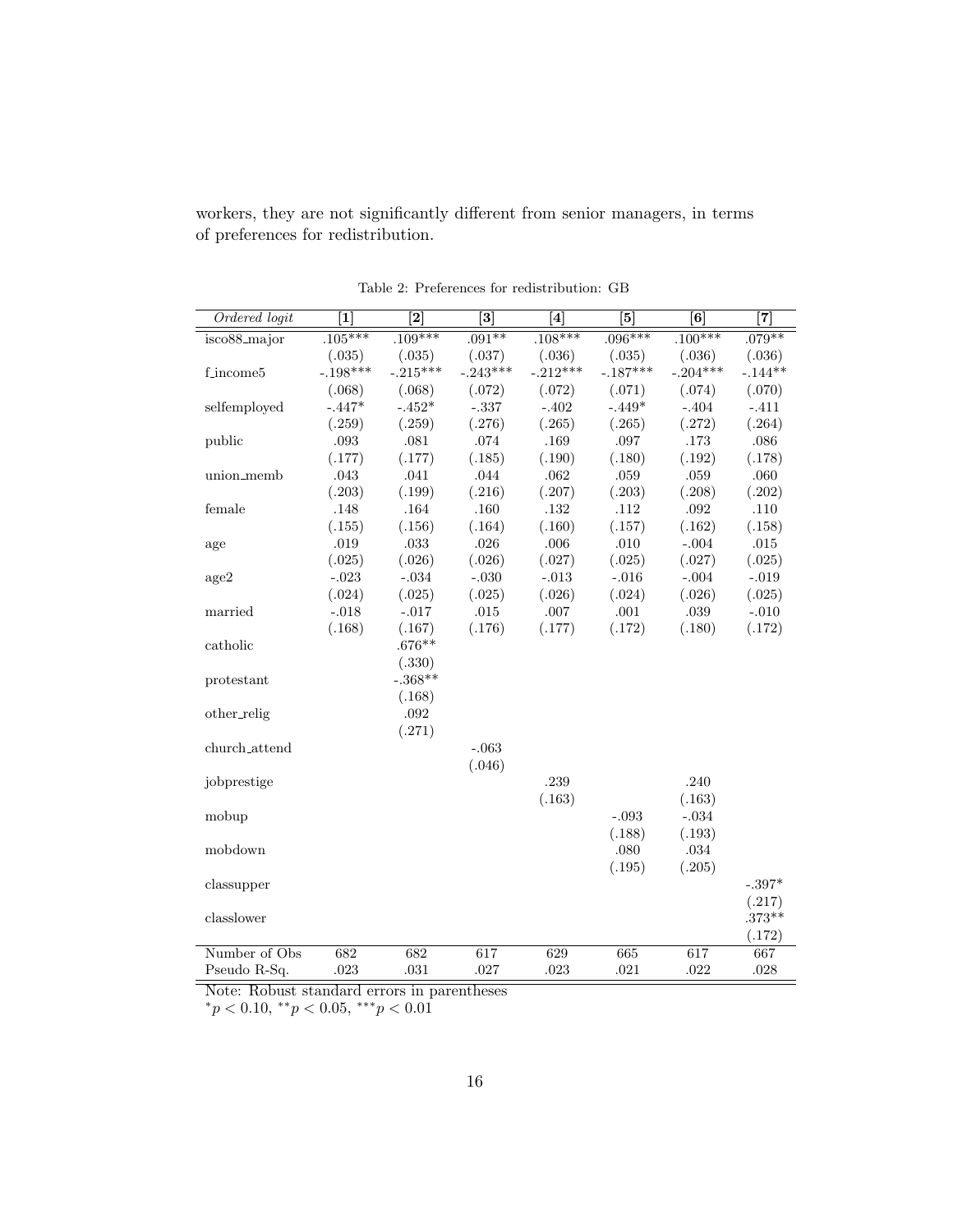workers, they are not significantly different from senior managers, in terms of preferences for redistribution.

Table 2: Preferences for redistribution: GB

| *Ordered logit* | [1] | [2] | [3] | [4] | [5] | [6] | [7] |
|---|---|---|---|---|---|---|---|
| isco88_major | .105*** | .109*** | .091** | .108*** | .096*** | .100*** | .079** |
| | (.035) | (.035) | (.037) | (.036) | (.035) | (.036) | (.036) |
| f_income5 | -.198*** | -.215*** | -.243*** | -.212*** | -.187*** | -.204*** | -.144** |
| | (.068) | (.068) | (.072) | (.072) | (.071) | (.074) | (.070) |
| selfemployed | -.447* | -.452* | -.337 | -.402 | -.449* | -.404 | -.411 |
| | (.259) | (.259) | (.276) | (.265) | (.265) | (.272) | (.264) |
| public | .093 | .081 | .074 | .169 | .097 | .173 | .086 |
| | (.177) | (.177) | (.185) | (.190) | (.180) | (.192) | (.178) |
| union_memb | .043 | .041 | .044 | .062 | .059 | .059 | .060 |
| | (.203) | (.199) | (.216) | (.207) | (.203) | (.208) | (.202) |
| female | .148 | .164 | .160 | .132 | .112 | .092 | .110 |
| | (.155) | (.156) | (.164) | (.160) | (.157) | (.162) | (.158) |
| age | .019 | .033 | .026 | .006 | .010 | -.004 | .015 |
| | (.025) | (.026) | (.026) | (.027) | (.025) | (.027) | (.025) |
| age2 | -.023 | -.034 | -.030 | -.013 | -.016 | -.004 | -.019 |
| | (.024) | (.025) | (.025) | (.026) | (.024) | (.026) | (.025) |
| married | -.018 | -.017 | .015 | .007 | .001 | .039 | -.010 |
| | (.168) | (.167) | (.176) | (.177) | (.172) | (.180) | (.172) |
| catholic | | .676** | | | | | |
| | | (.330) | | | | | |
| protestant | | -.368** | | | | | |
| | | (.168) | | | | | |
| other_relig | | .092 | | | | | |
| | | (.271) | | | | | |
| church_attend | | | -.063 | | | | |
| | | | (.046) | | | | |
| jobprestige | | | | .239 | | .240 | |
| | | | | (.163) | | (.163) | |
| mobup | | | | | -.093 | -.034 | |
| | | | | | (.188) | (.193) | |
| mobdown | | | | | .080 | .034 | |
| | | | | | (.195) | (.205) | |
| classupper | | | | | | | -.397* |
| | | | | | | | (.217) |
| classlower | | | | | | | .373** |
| | | | | | | | (.172) |
| Number of Obs | 682 | 682 | 617 | 629 | 665 | 617 | 667 |
| Pseudo R-Sq. | .023 | .031 | .027 | .023 | .021 | .022 | .028 |

Note: Robust standard errors in parentheses
$^{*}p < 0.10$, $^{**}p < 0.05$, $^{***}p < 0.01$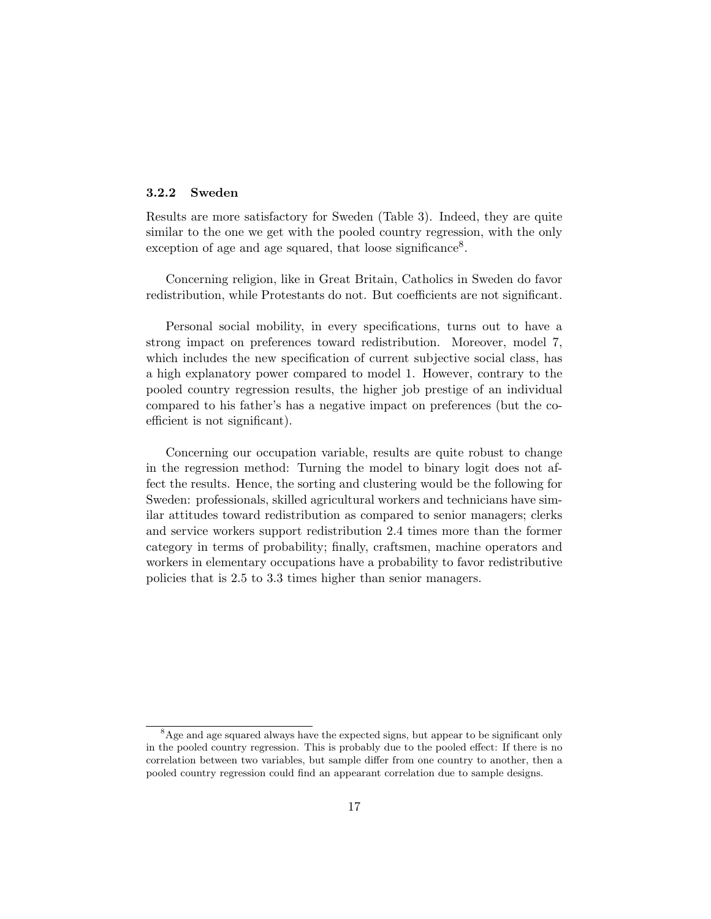### 3.2.2 Sweden

Results are more satisfactory for Sweden (Table 3). Indeed, they are quite similar to the one we get with the pooled country regression, with the only exception of age and age squared, that loose significance[8].

Concerning religion, like in Great Britain, Catholics in Sweden do favor redistribution, while Protestants do not. But coefficients are not significant.

Personal social mobility, in every specifications, turns out to have a strong impact on preferences toward redistribution. Moreover, model 7, which includes the new specification of current subjective social class, has a high explanatory power compared to model 1. However, contrary to the pooled country regression results, the higher job prestige of an individual compared to his father's has a negative impact on preferences (but the coefficient is not significant).

Concerning our occupation variable, results are quite robust to change in the regression method: Turning the model to binary logit does not affect the results. Hence, the sorting and clustering would be the following for Sweden: professionals, skilled agricultural workers and technicians have similar attitudes toward redistribution as compared to senior managers; clerks and service workers support redistribution 2.4 times more than the former category in terms of probability; finally, craftsmen, machine operators and workers in elementary occupations have a probability to favor redistributive policies that is 2.5 to 3.3 times higher than senior managers.

[8] Age and age squared always have the expected signs, but appear to be significant only in the pooled country regression. This is probably due to the pooled effect: If there is no correlation between two variables, but sample differ from one country to another, then a pooled country regression could find an appearant correlation due to sample designs.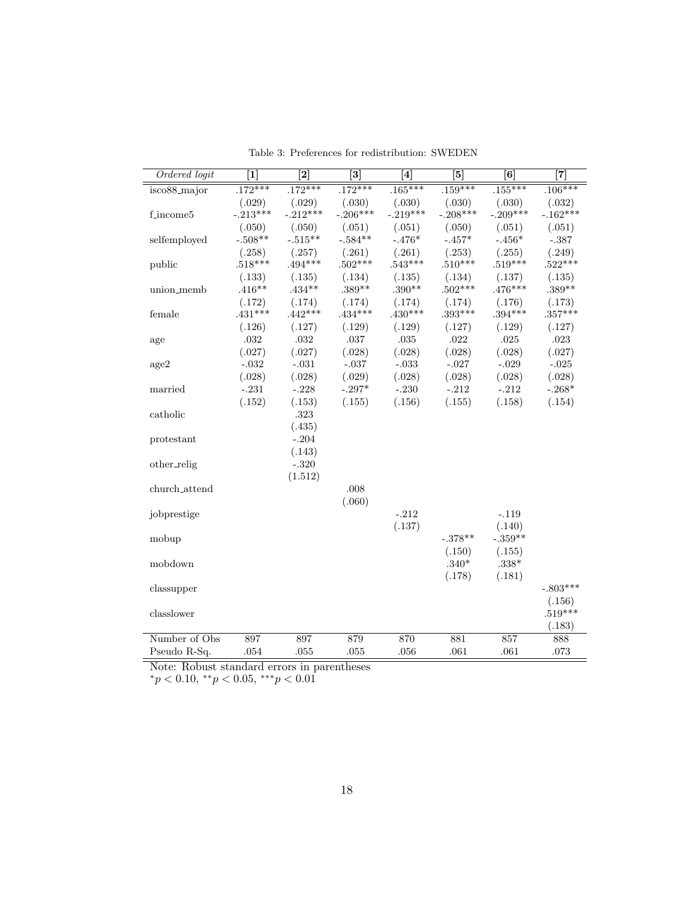Table 3: Preferences for redistribution: SWEDEN

| *Ordered logit* | [1] | [2] | [3] | [4] | [5] | [6] | [7] |
|---|---|---|---|---|---|---|---|
| isco88_major | .172*** | .172*** | .172*** | .165*** | .159*** | .155*** | .106*** |
| | (.029) | (.029) | (.030) | (.030) | (.030) | (.030) | (.032) |
| f_income5 | -.213*** | -.212*** | -.206*** | -.219*** | -.208*** | -.209*** | -.162*** |
| | (.050) | (.050) | (.051) | (.051) | (.050) | (.051) | (.051) |
| selfemployed | -.508** | -.515** | -.584** | -.476* | -.457* | -.456* | -.387 |
| | (.258) | (.257) | (.261) | (.261) | (.253) | (.255) | (.249) |
| public | .518*** | .494*** | .502*** | .543*** | .510*** | .519*** | .522*** |
| | (.133) | (.135) | (.134) | (.135) | (.134) | (.137) | (.135) |
| union_memb | .416** | .434** | .389** | .390** | .502*** | .476*** | .389** |
| | (.172) | (.174) | (.174) | (.174) | (.174) | (.176) | (.173) |
| female | .431*** | .442*** | .434*** | .430*** | .393*** | .394*** | .357*** |
| | (.126) | (.127) | (.129) | (.129) | (.127) | (.129) | (.127) |
| age | .032 | .032 | .037 | .035 | .022 | .025 | .023 |
| | (.027) | (.027) | (.028) | (.028) | (.028) | (.028) | (.027) |
| age2 | -.032 | -.031 | -.037 | -.033 | -.027 | -.029 | -.025 |
| | (.028) | (.028) | (.029) | (.028) | (.028) | (.028) | (.028) |
| married | -.231 | -.228 | -.297* | -.230 | -.212 | -.212 | -.268* |
| | (.152) | (.153) | (.155) | (.156) | (.155) | (.158) | (.154) |
| catholic | | .323 | | | | | |
| | | (.435) | | | | | |
| protestant | | -.204 | | | | | |
| | | (.143) | | | | | |
| other_relig | | -.320 | | | | | |
| | | (1.512) | | | | | |
| church_attend | | | .008 | | | | |
| | | | (.060) | | | | |
| jobprestige | | | | -.212 | | -.119 | |
| | | | | (.137) | | (.140) | |
| mobup | | | | | -.378** | -.359** | |
| | | | | | (.150) | (.155) | |
| mobdown | | | | | .340* | .338* | |
| | | | | | (.178) | (.181) | |
| classupper | | | | | | | -.803*** |
| | | | | | | | (.156) |
| classlower | | | | | | | .519*** |
| | | | | | | | (.183) |
| Number of Obs | 897 | 897 | 879 | 870 | 881 | 857 | 888 |
| Pseudo R-Sq. | .054 | .055 | .055 | .056 | .061 | .061 | .073 |

Note: Robust standard errors in parentheses
$^{*}p < 0.10$, $^{**}p < 0.05$, $^{***}p < 0.01$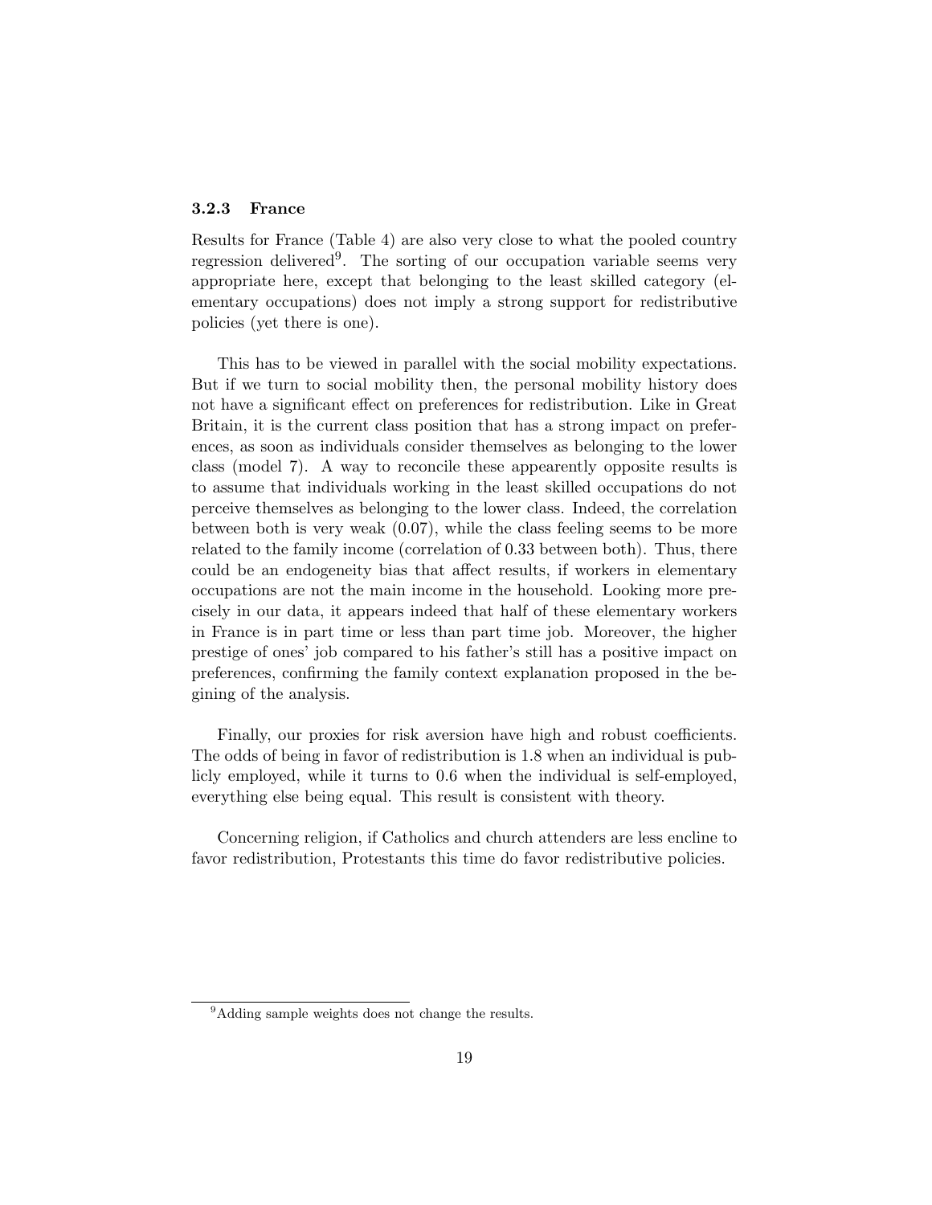### 3.2.3 France

Results for France (Table 4) are also very close to what the pooled country regression delivered[9]. The sorting of our occupation variable seems very appropriate here, except that belonging to the least skilled category (elementary occupations) does not imply a strong support for redistributive policies (yet there is one).

This has to be viewed in parallel with the social mobility expectations. But if we turn to social mobility then, the personal mobility history does not have a significant effect on preferences for redistribution. Like in Great Britain, it is the current class position that has a strong impact on preferences, as soon as individuals consider themselves as belonging to the lower class (model 7). A way to reconcile these appearently opposite results is to assume that individuals working in the least skilled occupations do not perceive themselves as belonging to the lower class. Indeed, the correlation between both is very weak (0.07), while the class feeling seems to be more related to the family income (correlation of 0.33 between both). Thus, there could be an endogeneity bias that affect results, if workers in elementary occupations are not the main income in the household. Looking more precisely in our data, it appears indeed that half of these elementary workers in France is in part time or less than part time job. Moreover, the higher prestige of ones' job compared to his father's still has a positive impact on preferences, confirming the family context explanation proposed in the begining of the analysis.

Finally, our proxies for risk aversion have high and robust coefficients. The odds of being in favor of redistribution is 1.8 when an individual is publicly employed, while it turns to 0.6 when the individual is self-employed, everything else being equal. This result is consistent with theory.

Concerning religion, if Catholics and church attenders are less encline to favor redistribution, Protestants this time do favor redistributive policies.

[9]Adding sample weights does not change the results.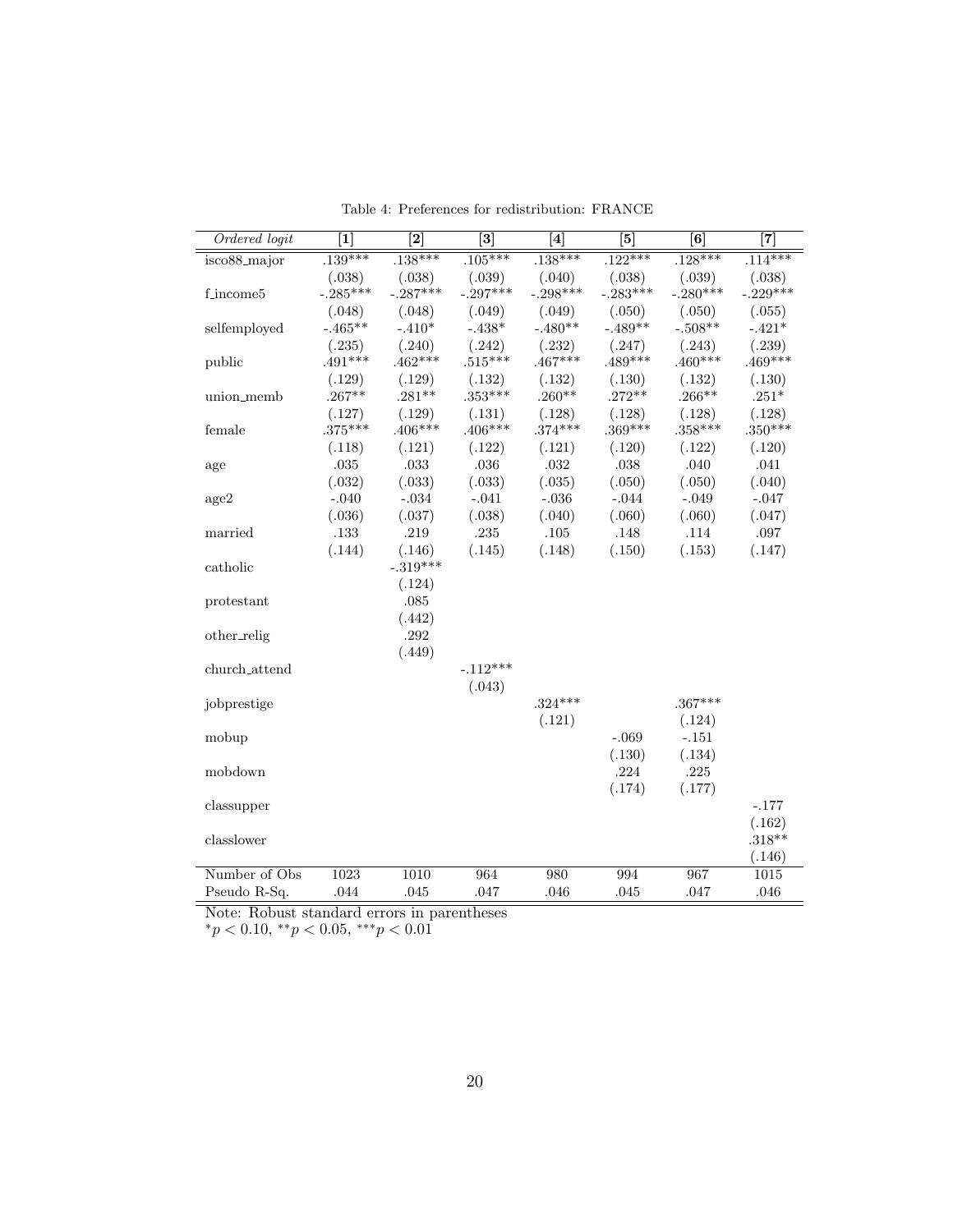Table 4: Preferences for redistribution: FRANCE

| *Ordered logit* | **[1]** | **[2]** | **[3]** | **[4]** | **[5]** | **[6]** | **[7]** |
|---|---|---|---|---|---|---|---|
| isco88_major | .139*** | .138*** | .105*** | .138*** | .122*** | .128*** | .114*** |
| | (.038) | (.038) | (.039) | (.040) | (.038) | (.039) | (.038) |
| f_income5 | -.285*** | -.287*** | -.297*** | -.298*** | -.283*** | -.280*** | -.229*** |
| | (.048) | (.048) | (.049) | (.049) | (.050) | (.050) | (.055) |
| selfemployed | -.465** | -.410* | -.438* | -.480** | -.489** | -.508** | -.421* |
| | (.235) | (.240) | (.242) | (.232) | (.247) | (.243) | (.239) |
| public | .491*** | .462*** | .515*** | .467*** | .489*** | .460*** | .469*** |
| | (.129) | (.129) | (.132) | (.132) | (.130) | (.132) | (.130) |
| union_memb | .267** | .281** | .353*** | .260** | .272** | .266** | .251* |
| | (.127) | (.129) | (.131) | (.128) | (.128) | (.128) | (.128) |
| female | .375*** | .406*** | .406*** | .374*** | .369*** | .358*** | .350*** |
| | (.118) | (.121) | (.122) | (.121) | (.120) | (.122) | (.120) |
| age | .035 | .033 | .036 | .032 | .038 | .040 | .041 |
| | (.032) | (.033) | (.033) | (.035) | (.050) | (.050) | (.040) |
| age2 | -.040 | -.034 | -.041 | -.036 | -.044 | -.049 | -.047 |
| | (.036) | (.037) | (.038) | (.040) | (.060) | (.060) | (.047) |
| married | .133 | .219 | .235 | .105 | .148 | .114 | .097 |
| | (.144) | (.146) | (.145) | (.148) | (.150) | (.153) | (.147) |
| catholic | | -.319*** | | | | | |
| | | (.124) | | | | | |
| protestant | | .085 | | | | | |
| | | (.442) | | | | | |
| other_relig | | .292 | | | | | |
| | | (.449) | | | | | |
| church_attend | | | -.112*** | | | | |
| | | | (.043) | | | | |
| jobprestige | | | | .324*** | | .367*** | |
| | | | | (.121) | | (.124) | |
| mobup | | | | | -.069 | -.151 | |
| | | | | | (.130) | (.134) | |
| mobdown | | | | | .224 | .225 | |
| | | | | | (.174) | (.177) | |
| classupper | | | | | | | -.177 |
| | | | | | | | (.162) |
| classlower | | | | | | | .318** |
| | | | | | | | (.146) |
| Number of Obs | 1023 | 1010 | 964 | 980 | 994 | 967 | 1015 |
| Pseudo R-Sq. | .044 | .045 | .047 | .046 | .045 | .047 | .046 |

Note: Robust standard errors in parentheses
$^{*}p < 0.10$, $^{**}p < 0.05$, $^{***}p < 0.01$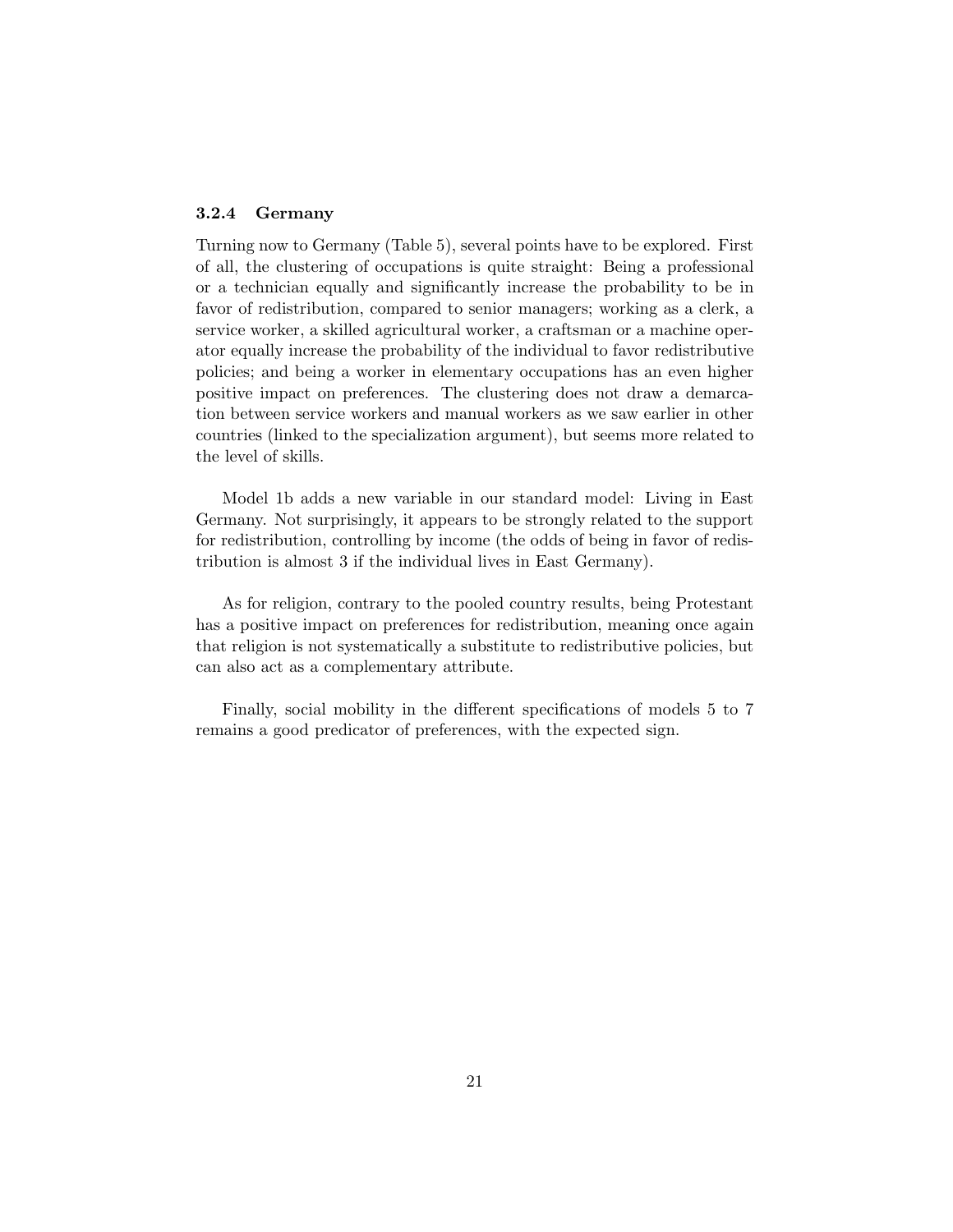### 3.2.4 Germany

Turning now to Germany (Table 5), several points have to be explored. First of all, the clustering of occupations is quite straight: Being a professional or a technician equally and significantly increase the probability to be in favor of redistribution, compared to senior managers; working as a clerk, a service worker, a skilled agricultural worker, a craftsman or a machine operator equally increase the probability of the individual to favor redistributive policies; and being a worker in elementary occupations has an even higher positive impact on preferences. The clustering does not draw a demarcation between service workers and manual workers as we saw earlier in other countries (linked to the specialization argument), but seems more related to the level of skills.

Model 1b adds a new variable in our standard model: Living in East Germany. Not surprisingly, it appears to be strongly related to the support for redistribution, controlling by income (the odds of being in favor of redistribution is almost 3 if the individual lives in East Germany).

As for religion, contrary to the pooled country results, being Protestant has a positive impact on preferences for redistribution, meaning once again that religion is not systematically a substitute to redistributive policies, but can also act as a complementary attribute.

Finally, social mobility in the different specifications of models 5 to 7 remains a good predicator of preferences, with the expected sign.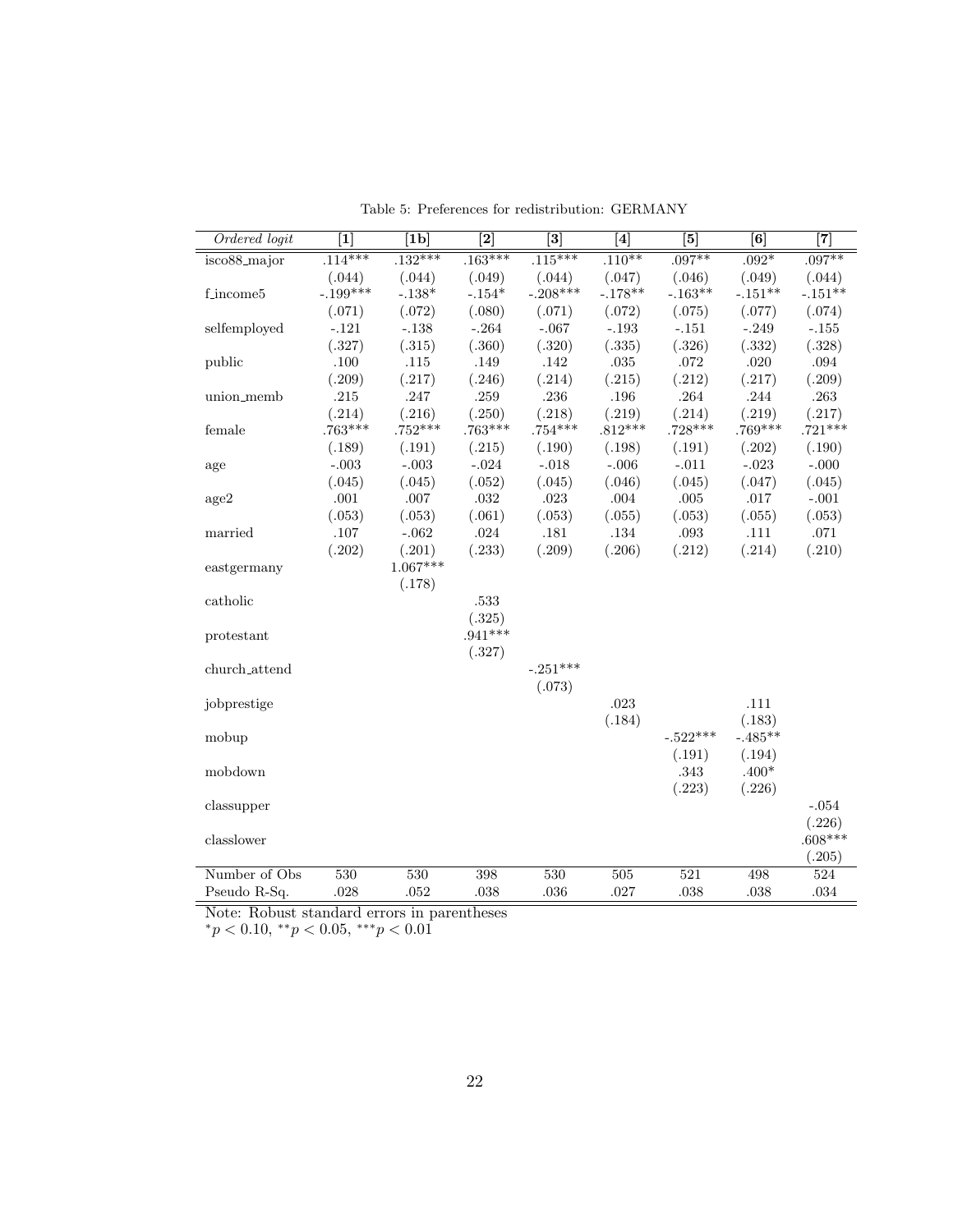Table 5: Preferences for redistribution: GERMANY

| *Ordered logit* | **[1]** | **[1b]** | **[2]** | **[3]** | **[4]** | **[5]** | **[6]** | **[7]** |
|---|---|---|---|---|---|---|---|---|
| isco88_major | .114*** | .132*** | .163*** | .115*** | .110** | .097** | .092* | .097** |
| | (.044) | (.044) | (.049) | (.044) | (.047) | (.046) | (.049) | (.044) |
| f_income5 | -.199*** | -.138* | -.154* | -.208*** | -.178** | -.163** | -.151** | -.151** |
| | (.071) | (.072) | (.080) | (.071) | (.072) | (.075) | (.077) | (.074) |
| selfemployed | -.121 | -.138 | -.264 | -.067 | -.193 | -.151 | -.249 | -.155 |
| | (.327) | (.315) | (.360) | (.320) | (.335) | (.326) | (.332) | (.328) |
| public | .100 | .115 | .149 | .142 | .035 | .072 | .020 | .094 |
| | (.209) | (.217) | (.246) | (.214) | (.215) | (.212) | (.217) | (.209) |
| union_memb | .215 | .247 | .259 | .236 | .196 | .264 | .244 | .263 |
| | (.214) | (.216) | (.250) | (.218) | (.219) | (.214) | (.219) | (.217) |
| female | .763*** | .752*** | .763*** | .754*** | .812*** | .728*** | .769*** | .721*** |
| | (.189) | (.191) | (.215) | (.190) | (.198) | (.191) | (.202) | (.190) |
| age | -.003 | -.003 | -.024 | -.018 | -.006 | -.011 | -.023 | -.000 |
| | (.045) | (.045) | (.052) | (.045) | (.046) | (.045) | (.047) | (.045) |
| age2 | .001 | .007 | .032 | .023 | .004 | .005 | .017 | -.001 |
| | (.053) | (.053) | (.061) | (.053) | (.055) | (.053) | (.055) | (.053) |
| married | .107 | -.062 | .024 | .181 | .134 | .093 | .111 | .071 |
| | (.202) | (.201) | (.233) | (.209) | (.206) | (.212) | (.214) | (.210) |
| eastgermany | | 1.067*** | | | | | | |
| | | (.178) | | | | | | |
| catholic | | | .533 | | | | | |
| | | | (.325) | | | | | |
| protestant | | | .941*** | | | | | |
| | | | (.327) | | | | | |
| church_attend | | | | -.251*** | | | | |
| | | | | (.073) | | | | |
| jobprestige | | | | | .023 | | .111 | |
| | | | | | (.184) | | (.183) | |
| mobup | | | | | | -.522*** | -.485** | |
| | | | | | | (.191) | (.194) | |
| mobdown | | | | | | .343 | .400* | |
| | | | | | | (.223) | (.226) | |
| classupper | | | | | | | | -.054 |
| | | | | | | | | (.226) |
| classlower | | | | | | | | .608*** |
| | | | | | | | | (.205) |
| Number of Obs | 530 | 530 | 398 | 530 | 505 | 521 | 498 | 524 |
| Pseudo R-Sq. | .028 | .052 | .038 | .036 | .027 | .038 | .038 | .034 |

Note: Robust standard errors in parentheses
$^{*}p < 0.10$, $^{**}p < 0.05$, $^{***}p < 0.01$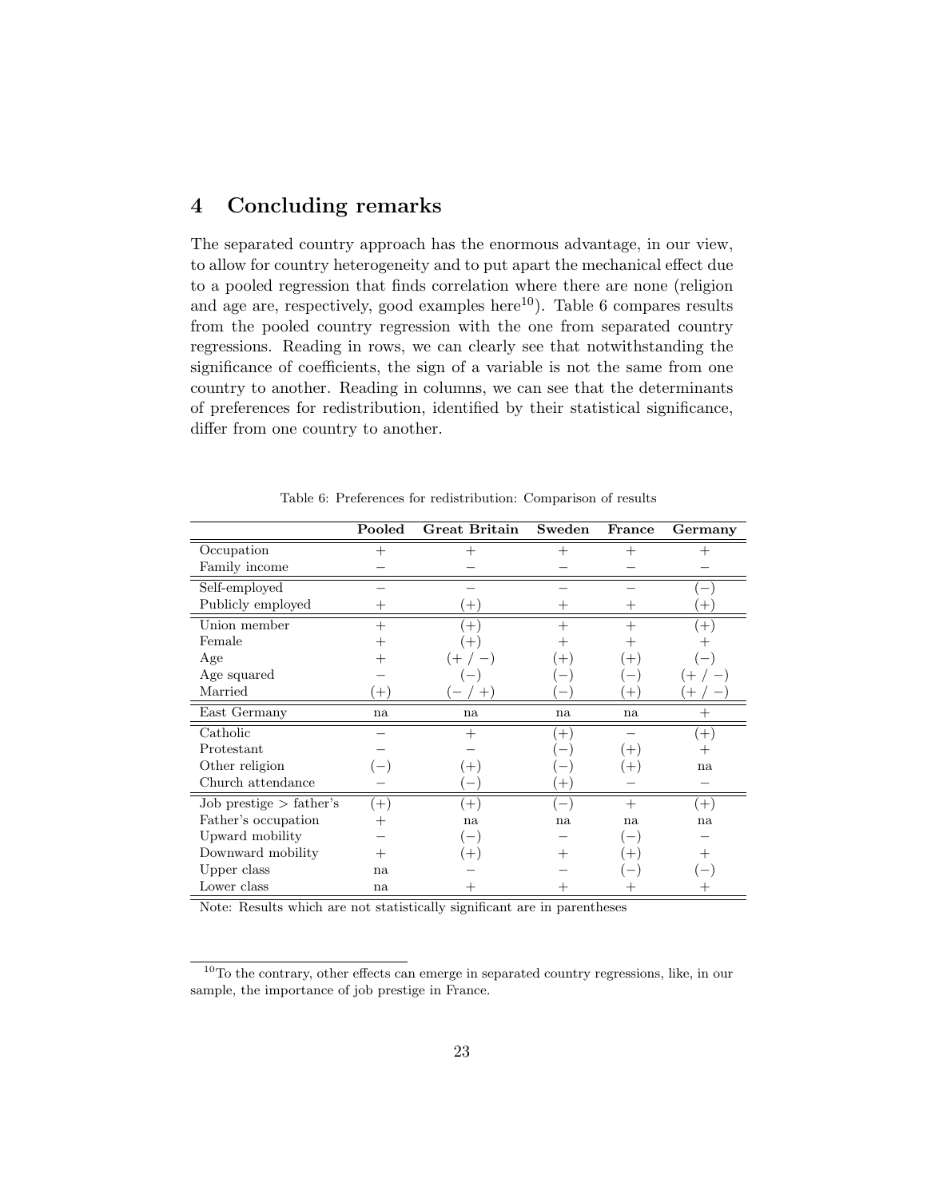## 4 Concluding remarks

The separated country approach has the enormous advantage, in our view, to allow for country heterogeneity and to put apart the mechanical effect due to a pooled regression that finds correlation where there are none (religion and age are, respectively, good examples here[10]). Table 6 compares results from the pooled country regression with the one from separated country regressions. Reading in rows, we can clearly see that notwithstanding the significance of coefficients, the sign of a variable is not the same from one country to another. Reading in columns, we can see that the determinants of preferences for redistribution, identified by their statistical significance, differ from one country to another.

Table 6: Preferences for redistribution: Comparison of results

| | **Pooled** | **Great Britain** | **Sweden** | **France** | **Germany** |
|---|---|---|---|---|---|
| Occupation | + | + | + | + | + |
| Family income | − | − | − | − | − |
| Self-employed | − | − | − | − | (−) |
| Publicly employed | + | (+) | + | + | (+) |
| Union member | + | (+) | + | + | (+) |
| Female | + | (+) | + | + | + |
| Age | + | (+ / −) | (+) | (+) | (−) |
| Age squared | − | (−) | (−) | (−) | (+ / −) |
| Married | (+) | (− / +) | (−) | (+) | (+ / −) |
| East Germany | na | na | na | na | + |
| Catholic | − | + | (+) | − | (+) |
| Protestant | − | − | (−) | (+) | + |
| Other religion | (−) | (+) | (−) | (+) | na |
| Church attendance | − | (−) | (+) | − | − |
| Job prestige > father's | (+) | (+) | (−) | + | (+) |
| Father's occupation | + | na | na | na | na |
| Upward mobility | − | (−) | − | (−) | − |
| Downward mobility | + | (+) | + | (+) | + |
| Upper class | na | − | − | (−) | (−) |
| Lower class | na | + | + | + | + |

Note: Results which are not statistically significant are in parentheses

[10] To the contrary, other effects can emerge in separated country regressions, like, in our sample, the importance of job prestige in France.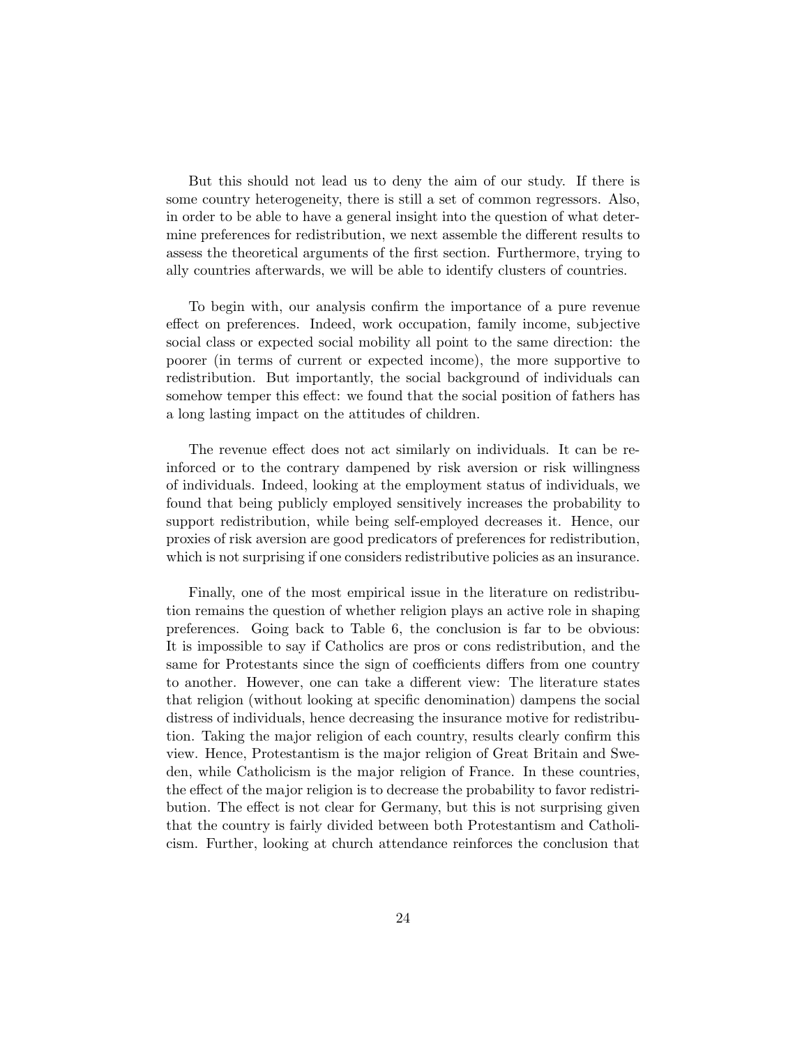But this should not lead us to deny the aim of our study. If there is some country heterogeneity, there is still a set of common regressors. Also, in order to be able to have a general insight into the question of what determine preferences for redistribution, we next assemble the different results to assess the theoretical arguments of the first section. Furthermore, trying to ally countries afterwards, we will be able to identify clusters of countries.

To begin with, our analysis confirm the importance of a pure revenue effect on preferences. Indeed, work occupation, family income, subjective social class or expected social mobility all point to the same direction: the poorer (in terms of current or expected income), the more supportive to redistribution. But importantly, the social background of individuals can somehow temper this effect: we found that the social position of fathers has a long lasting impact on the attitudes of children.

The revenue effect does not act similarly on individuals. It can be reinforced or to the contrary dampened by risk aversion or risk willingness of individuals. Indeed, looking at the employment status of individuals, we found that being publicly employed sensitively increases the probability to support redistribution, while being self-employed decreases it. Hence, our proxies of risk aversion are good predicators of preferences for redistribution, which is not surprising if one considers redistributive policies as an insurance.

Finally, one of the most empirical issue in the literature on redistribution remains the question of whether religion plays an active role in shaping preferences. Going back to Table 6, the conclusion is far to be obvious: It is impossible to say if Catholics are pros or cons redistribution, and the same for Protestants since the sign of coefficients differs from one country to another. However, one can take a different view: The literature states that religion (without looking at specific denomination) dampens the social distress of individuals, hence decreasing the insurance motive for redistribution. Taking the major religion of each country, results clearly confirm this view. Hence, Protestantism is the major religion of Great Britain and Sweden, while Catholicism is the major religion of France. In these countries, the effect of the major religion is to decrease the probability to favor redistribution. The effect is not clear for Germany, but this is not surprising given that the country is fairly divided between both Protestantism and Catholicism. Further, looking at church attendance reinforces the conclusion that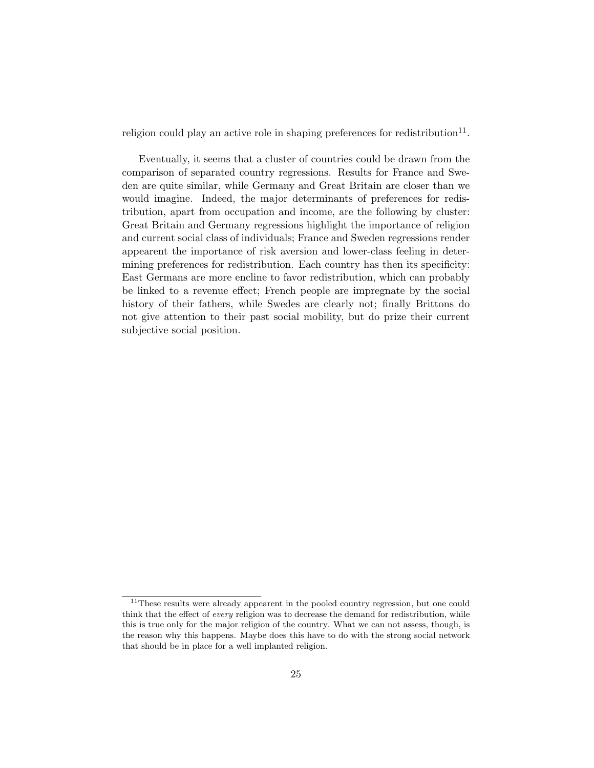religion could play an active role in shaping preferences for redistribution[11].

Eventually, it seems that a cluster of countries could be drawn from the comparison of separated country regressions. Results for France and Sweden are quite similar, while Germany and Great Britain are closer than we would imagine. Indeed, the major determinants of preferences for redistribution, apart from occupation and income, are the following by cluster: Great Britain and Germany regressions highlight the importance of religion and current social class of individuals; France and Sweden regressions render appearent the importance of risk aversion and lower-class feeling in determining preferences for redistribution. Each country has then its specificity: East Germans are more encline to favor redistribution, which can probably be linked to a revenue effect; French people are impregnate by the social history of their fathers, while Swedes are clearly not; finally Brittons do not give attention to their past social mobility, but do prize their current subjective social position.

---

[11] These results were already appearent in the pooled country regression, but one could think that the effect of *every* religion was to decrease the demand for redistribution, while this is true only for the major religion of the country. What we can not assess, though, is the reason why this happens. Maybe does this have to do with the strong social network that should be in place for a well implanted religion.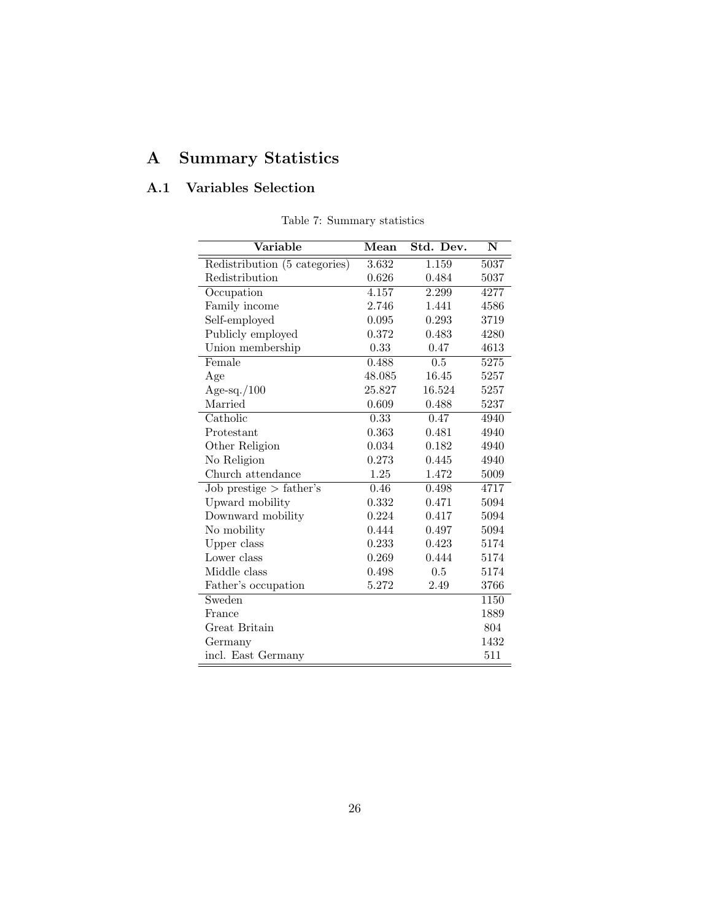# A Summary Statistics

## A.1 Variables Selection

Table 7: Summary statistics

| Variable | Mean | Std. Dev. | N |
|---|---|---|---|
| Redistribution (5 categories) | 3.632 | 1.159 | 5037 |
| Redistribution | 0.626 | 0.484 | 5037 |
| Occupation | 4.157 | 2.299 | 4277 |
| Family income | 2.746 | 1.441 | 4586 |
| Self-employed | 0.095 | 0.293 | 3719 |
| Publicly employed | 0.372 | 0.483 | 4280 |
| Union membership | 0.33 | 0.47 | 4613 |
| Female | 0.488 | 0.5 | 5275 |
| Age | 48.085 | 16.45 | 5257 |
| Age-sq./100 | 25.827 | 16.524 | 5257 |
| Married | 0.609 | 0.488 | 5237 |
| Catholic | 0.33 | 0.47 | 4940 |
| Protestant | 0.363 | 0.481 | 4940 |
| Other Religion | 0.034 | 0.182 | 4940 |
| No Religion | 0.273 | 0.445 | 4940 |
| Church attendance | 1.25 | 1.472 | 5009 |
| Job prestige > father's | 0.46 | 0.498 | 4717 |
| Upward mobility | 0.332 | 0.471 | 5094 |
| Downward mobility | 0.224 | 0.417 | 5094 |
| No mobility | 0.444 | 0.497 | 5094 |
| Upper class | 0.233 | 0.423 | 5174 |
| Lower class | 0.269 | 0.444 | 5174 |
| Middle class | 0.498 | 0.5 | 5174 |
| Father's occupation | 5.272 | 2.49 | 3766 |
| Sweden | | | 1150 |
| France | | | 1889 |
| Great Britain | | | 804 |
| Germany | | | 1432 |
| incl. East Germany | | | 511 |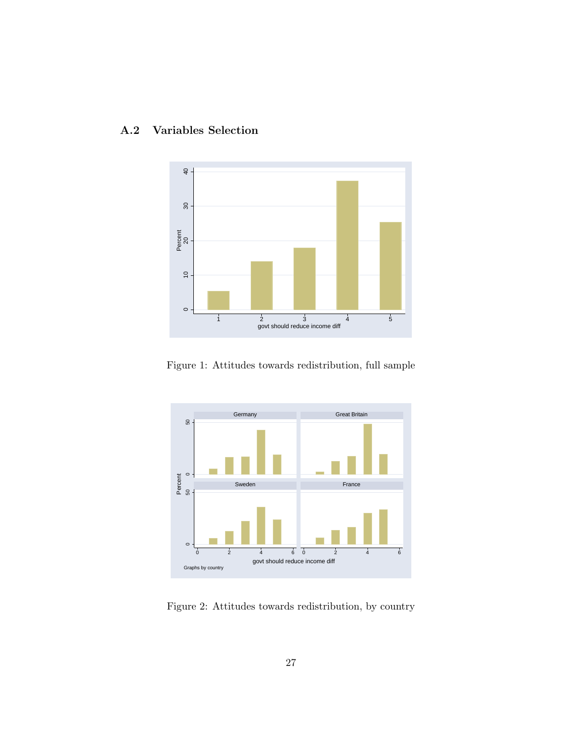## A.2 Variables Selection

Figure 1: Attitudes towards redistribution, full sample

Figure 2: Attitudes towards redistribution, by country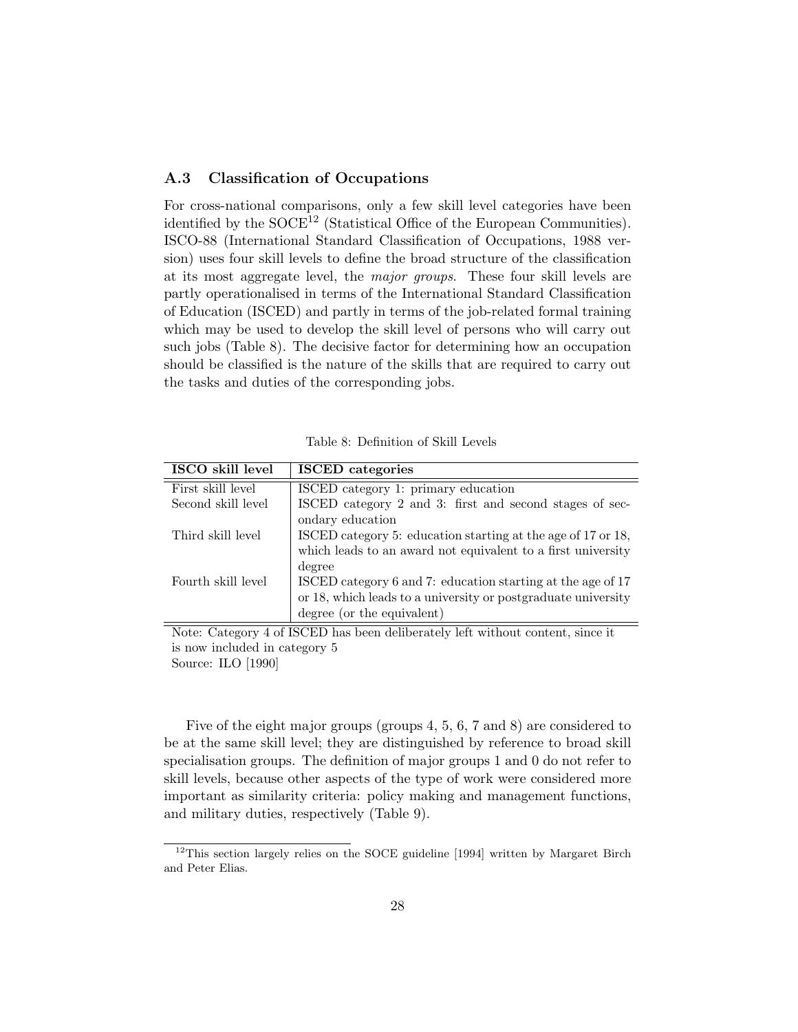### A.3 Classification of Occupations

For cross-national comparisons, only a few skill level categories have been identified by the SOCE[12] (Statistical Office of the European Communities). ISCO-88 (International Standard Classification of Occupations, 1988 version) uses four skill levels to define the broad structure of the classification at its most aggregate level, the *major groups*. These four skill levels are partly operationalised in terms of the International Standard Classification of Education (ISCED) and partly in terms of the job-related formal training which may be used to develop the skill level of persons who will carry out such jobs (Table 8). The decisive factor for determining how an occupation should be classified is the nature of the skills that are required to carry out the tasks and duties of the corresponding jobs.

Table 8: Definition of Skill Levels

| **ISCO skill level** | **ISCED categories** |
|---|---|
| First skill level | ISCED category 1: primary education |
| Second skill level | ISCED category 2 and 3: first and second stages of secondary education |
| Third skill level | ISCED category 5: education starting at the age of 17 or 18, which leads to an award not equivalent to a first university degree |
| Fourth skill level | ISCED category 6 and 7: education starting at the age of 17 or 18, which leads to a university or postgraduate university degree (or the equivalent) |

Note: Category 4 of ISCED has been deliberately left without content, since it is now included in category 5
Source: ILO [1990]

Five of the eight major groups (groups 4, 5, 6, 7 and 8) are considered to be at the same skill level; they are distinguished by reference to broad skill specialisation groups. The definition of major groups 1 and 0 do not refer to skill levels, because other aspects of the type of work were considered more important as similarity criteria: policy making and management functions, and military duties, respectively (Table 9).

[12] This section largely relies on the SOCE guideline [1994] written by Margaret Birch and Peter Elias.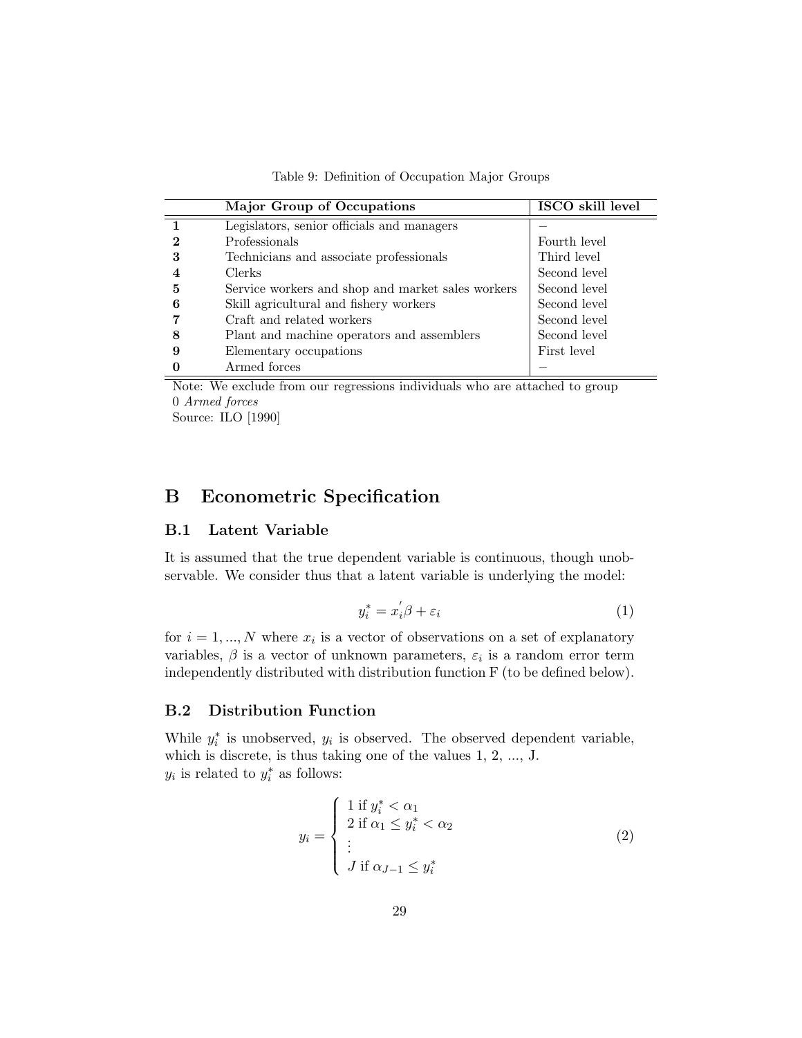Table 9: Definition of Occupation Major Groups

| | Major Group of Occupations | ISCO skill level |
|---|---|---|
| **1** | Legislators, senior officials and managers | – |
| **2** | Professionals | Fourth level |
| **3** | Technicians and associate professionals | Third level |
| **4** | Clerks | Second level |
| **5** | Service workers and shop and market sales workers | Second level |
| **6** | Skill agricultural and fishery workers | Second level |
| **7** | Craft and related workers | Second level |
| **8** | Plant and machine operators and assemblers | Second level |
| **9** | Elementary occupations | First level |
| **0** | Armed forces | – |

Note: We exclude from our regressions individuals who are attached to group 0 *Armed forces*

Source: ILO [1990]

# B Econometric Specification

## B.1 Latent Variable

It is assumed that the true dependent variable is continuous, though unobservable. We consider thus that a latent variable is underlying the model:

$$y_i^* = x_i^{'}\beta + \varepsilon_i \tag{1}$$

for $i = 1, ..., N$ where $x_i$ is a vector of observations on a set of explanatory variables, $\beta$ is a vector of unknown parameters, $\varepsilon_i$ is a random error term independently distributed with distribution function F (to be defined below).

## B.2 Distribution Function

While $y_i^*$ is unobserved, $y_i$ is observed. The observed dependent variable, which is discrete, is thus taking one of the values 1, 2, ..., J.
$y_i$ is related to $y_i^*$ as follows:

$$y_i = \begin{cases} 1 \text{ if } y_i^* < \alpha_1 \\ 2 \text{ if } \alpha_1 \leq y_i^* < \alpha_2 \\ \vdots \\ J \text{ if } \alpha_{J-1} \leq y_i^* \end{cases} \tag{2}$$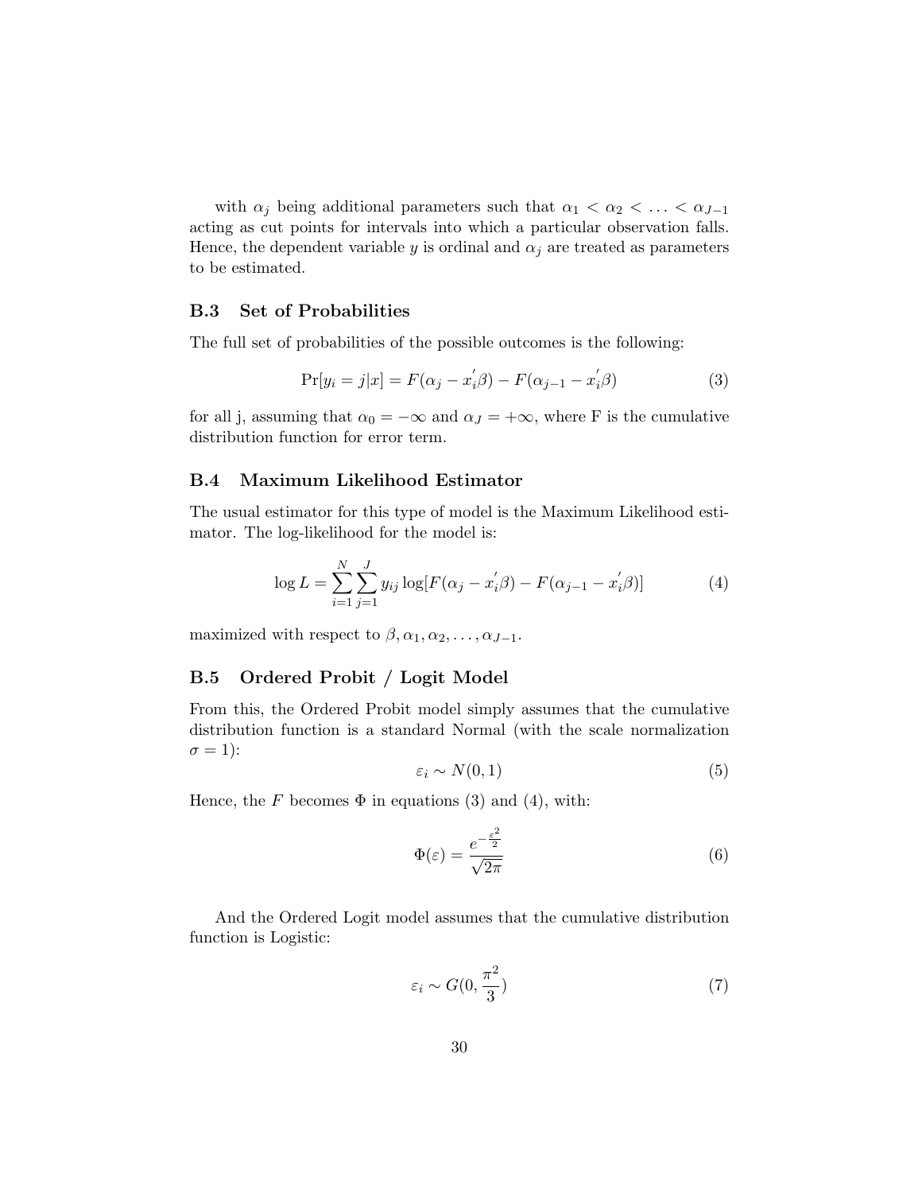with $\alpha_j$ being additional parameters such that $\alpha_1 < \alpha_2 < \ldots < \alpha_{J-1}$ acting as cut points for intervals into which a particular observation falls. Hence, the dependent variable $y$ is ordinal and $\alpha_j$ are treated as parameters to be estimated.

### B.3 Set of Probabilities

The full set of probabilities of the possible outcomes is the following:

$$\Pr[y_i = j|x] = F(\alpha_j - x_i^{'}\beta) - F(\alpha_{j-1} - x_i^{'}\beta) \tag{3}$$

for all j, assuming that $\alpha_0 = -\infty$ and $\alpha_J = +\infty$, where F is the cumulative distribution function for error term.

### B.4 Maximum Likelihood Estimator

The usual estimator for this type of model is the Maximum Likelihood estimator. The log-likelihood for the model is:

$$\log L = \sum_{i=1}^{N} \sum_{j=1}^{J} y_{ij} \log[F(\alpha_j - x_i^{'}\beta) - F(\alpha_{j-1} - x_i^{'}\beta)] \tag{4}$$

maximized with respect to $\beta, \alpha_1, \alpha_2, \ldots, \alpha_{J-1}$.

### B.5 Ordered Probit / Logit Model

From this, the Ordered Probit model simply assumes that the cumulative distribution function is a standard Normal (with the scale normalization $\sigma = 1$):

$$\varepsilon_i \sim N(0, 1) \tag{5}$$

Hence, the $F$ becomes $\Phi$ in equations (3) and (4), with:

$$\Phi(\varepsilon) = \frac{e^{-\frac{\varepsilon^2}{2}}}{\sqrt{2\pi}} \tag{6}$$

And the Ordered Logit model assumes that the cumulative distribution function is Logistic:

$$\varepsilon_i \sim G(0, \frac{\pi^2}{3}) \tag{7}$$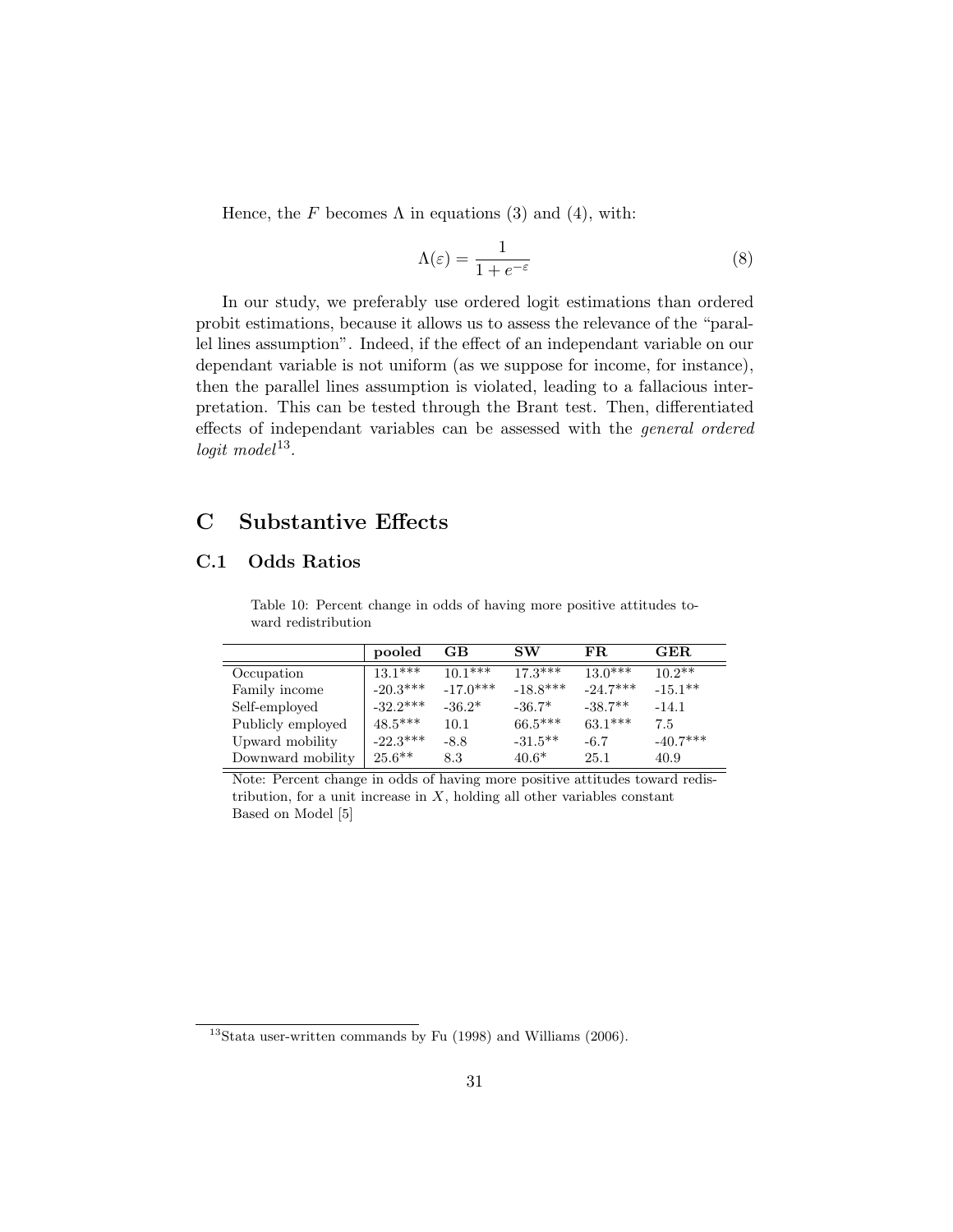Hence, the $F$ becomes $\Lambda$ in equations (3) and (4), with:

$$\Lambda(\varepsilon) = \frac{1}{1 + e^{-\varepsilon}} \tag{8}$$

In our study, we preferably use ordered logit estimations than ordered probit estimations, because it allows us to assess the relevance of the "parallel lines assumption". Indeed, if the effect of an independant variable on our dependant variable is not uniform (as we suppose for income, for instance), then the parallel lines assumption is violated, leading to a fallacious interpretation. This can be tested through the Brant test. Then, differentiated effects of independant variables can be assessed with the *general ordered logit model*[13].

# C Substantive Effects

## C.1 Odds Ratios

Table 10: Percent change in odds of having more positive attitudes toward redistribution

| | **pooled** | **GB** | **SW** | **FR** | **GER** |
|---|---|---|---|---|---|
| Occupation | 13.1*** | 10.1*** | 17.3*** | 13.0*** | 10.2** |
| Family income | -20.3*** | -17.0*** | -18.8*** | -24.7*** | -15.1** |
| Self-employed | -32.2*** | -36.2* | -36.7* | -38.7** | -14.1 |
| Publicly employed | 48.5*** | 10.1 | 66.5*** | 63.1*** | 7.5 |
| Upward mobility | -22.3*** | -8.8 | -31.5** | -6.7 | -40.7*** |
| Downward mobility | 25.6** | 8.3 | 40.6* | 25.1 | 40.9 |

Note: Percent change in odds of having more positive attitudes toward redistribution, for a unit increase in $X$, holding all other variables constant
Based on Model [5]

[13] Stata user-written commands by Fu (1998) and Williams (2006).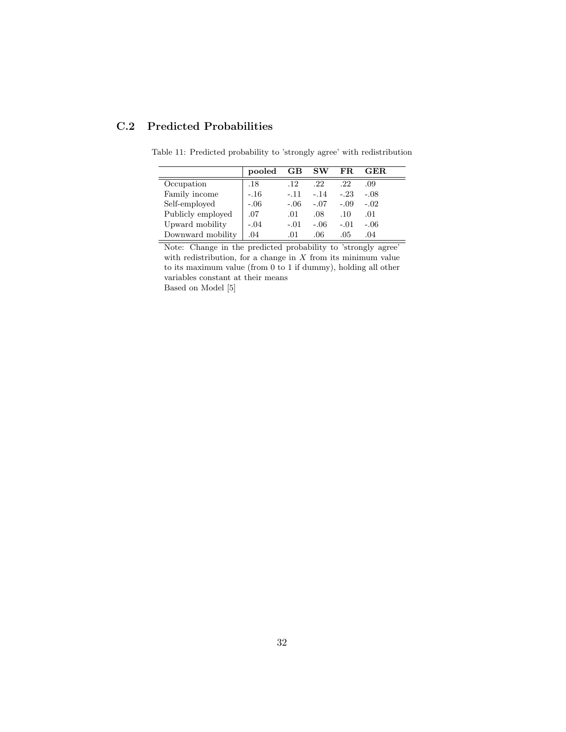## C.2 Predicted Probabilities

Table 11: Predicted probability to 'strongly agree' with redistribution

| | pooled | GB | SW | FR | GER |
|---|---|---|---|---|---|
| Occupation | .18 | .12 | .22 | .22 | .09 |
| Family income | -.16 | -.11 | -.14 | -.23 | -.08 |
| Self-employed | -.06 | -.06 | -.07 | -.09 | -.02 |
| Publicly employed | .07 | .01 | .08 | .10 | .01 |
| Upward mobility | -.04 | -.01 | -.06 | -.01 | -.06 |
| Downward mobility | .04 | .01 | .06 | .05 | .04 |

Note: Change in the predicted probability to 'strongly agree' with redistribution, for a change in $X$ from its minimum value to its maximum value (from 0 to 1 if dummy), holding all other variables constant at their means

Based on Model [5]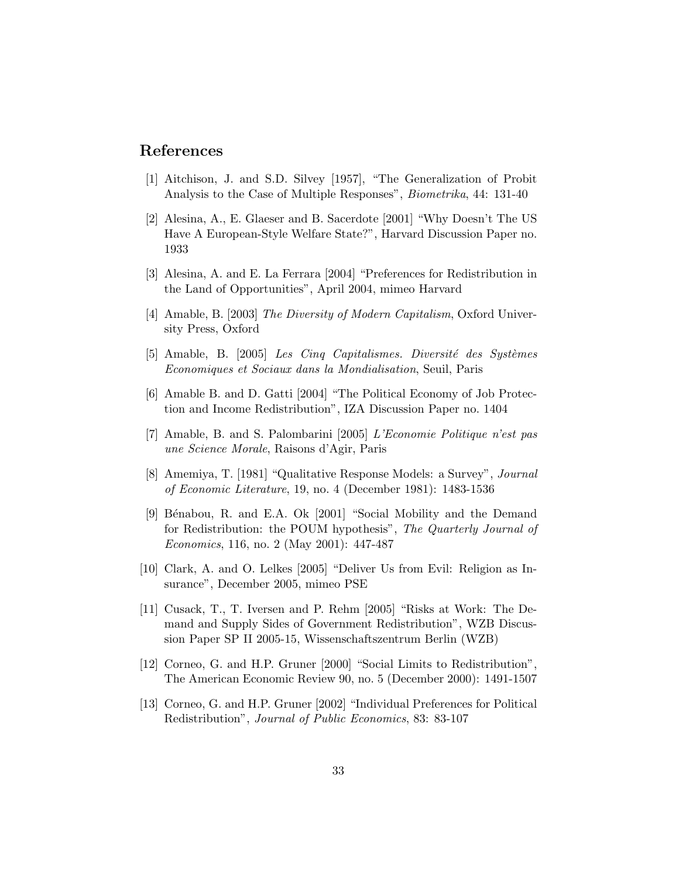## References

[1] Aitchison, J. and S.D. Silvey [1957], "The Generalization of Probit Analysis to the Case of Multiple Responses", *Biometrika*, 44: 131-40

[2] Alesina, A., E. Glaeser and B. Sacerdote [2001] "Why Doesn't The US Have A European-Style Welfare State?", Harvard Discussion Paper no. 1933

[3] Alesina, A. and E. La Ferrara [2004] "Preferences for Redistribution in the Land of Opportunities", April 2004, mimeo Harvard

[4] Amable, B. [2003] *The Diversity of Modern Capitalism*, Oxford University Press, Oxford

[5] Amable, B. [2005] *Les Cinq Capitalismes. Diversité des Systèmes Economiques et Sociaux dans la Mondialisation*, Seuil, Paris

[6] Amable B. and D. Gatti [2004] "The Political Economy of Job Protection and Income Redistribution", IZA Discussion Paper no. 1404

[7] Amable, B. and S. Palombarini [2005] *L'Economie Politique n'est pas une Science Morale*, Raisons d'Agir, Paris

[8] Amemiya, T. [1981] "Qualitative Response Models: a Survey", *Journal of Economic Literature*, 19, no. 4 (December 1981): 1483-1536

[9] Bénabou, R. and E.A. Ok [2001] "Social Mobility and the Demand for Redistribution: the POUM hypothesis", *The Quarterly Journal of Economics*, 116, no. 2 (May 2001): 447-487

[10] Clark, A. and O. Lelkes [2005] "Deliver Us from Evil: Religion as Insurance", December 2005, mimeo PSE

[11] Cusack, T., T. Iversen and P. Rehm [2005] "Risks at Work: The Demand and Supply Sides of Government Redistribution", WZB Discussion Paper SP II 2005-15, Wissenschaftszentrum Berlin (WZB)

[12] Corneo, G. and H.P. Gruner [2000] "Social Limits to Redistribution", The American Economic Review 90, no. 5 (December 2000): 1491-1507

[13] Corneo, G. and H.P. Gruner [2002] "Individual Preferences for Political Redistribution", *Journal of Public Economics*, 83: 83-107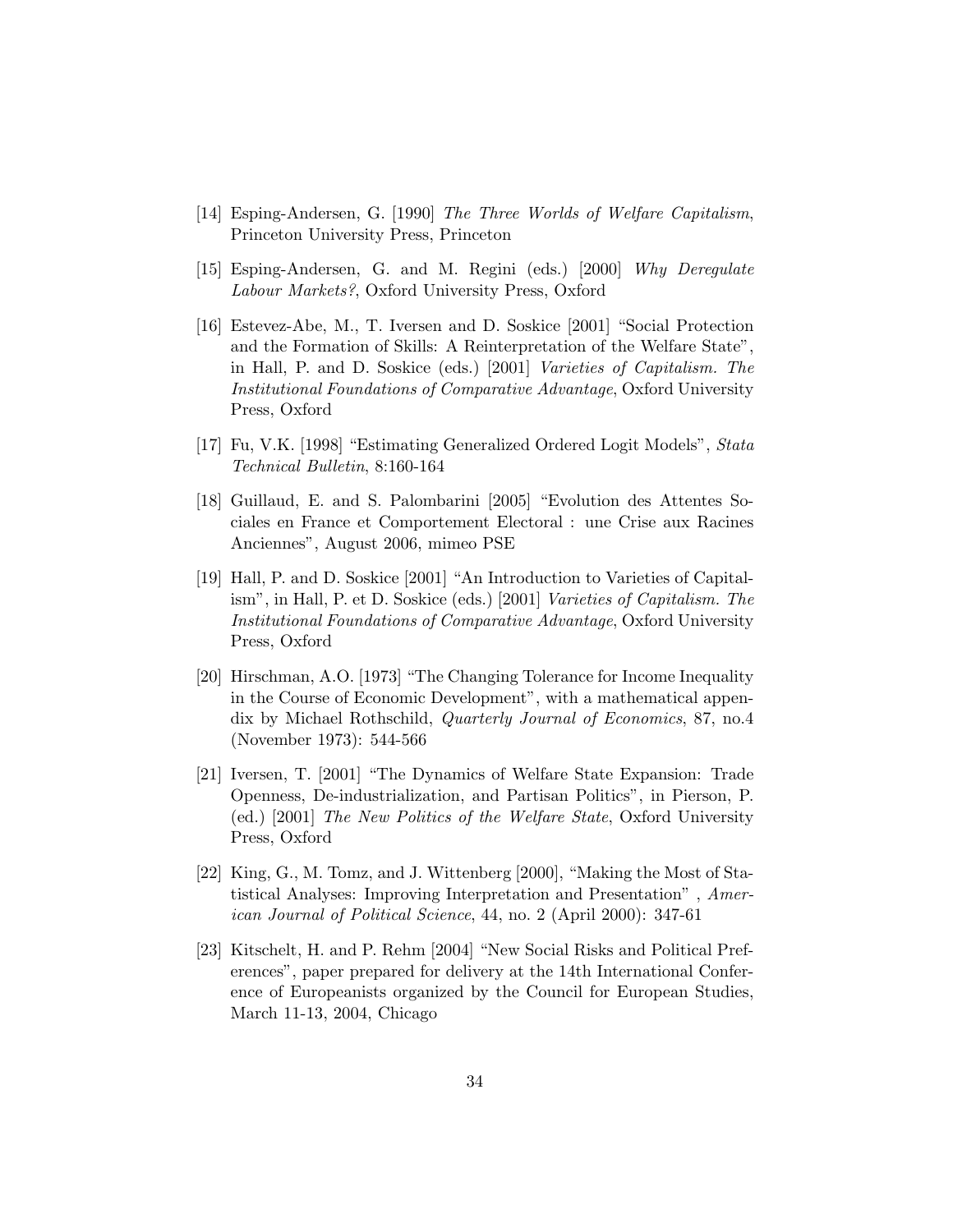[14] Esping-Andersen, G. [1990] *The Three Worlds of Welfare Capitalism*, Princeton University Press, Princeton

[15] Esping-Andersen, G. and M. Regini (eds.) [2000] *Why Deregulate Labour Markets?*, Oxford University Press, Oxford

[16] Estevez-Abe, M., T. Iversen and D. Soskice [2001] "Social Protection and the Formation of Skills: A Reinterpretation of the Welfare State", in Hall, P. and D. Soskice (eds.) [2001] *Varieties of Capitalism. The Institutional Foundations of Comparative Advantage*, Oxford University Press, Oxford

[17] Fu, V.K. [1998] "Estimating Generalized Ordered Logit Models", *Stata Technical Bulletin*, 8:160-164

[18] Guillaud, E. and S. Palombarini [2005] "Evolution des Attentes Sociales en France et Comportement Electoral : une Crise aux Racines Anciennes", August 2006, mimeo PSE

[19] Hall, P. and D. Soskice [2001] "An Introduction to Varieties of Capitalism", in Hall, P. et D. Soskice (eds.) [2001] *Varieties of Capitalism. The Institutional Foundations of Comparative Advantage*, Oxford University Press, Oxford

[20] Hirschman, A.O. [1973] "The Changing Tolerance for Income Inequality in the Course of Economic Development", with a mathematical appendix by Michael Rothschild, *Quarterly Journal of Economics*, 87, no.4 (November 1973): 544-566

[21] Iversen, T. [2001] "The Dynamics of Welfare State Expansion: Trade Openness, De-industrialization, and Partisan Politics", in Pierson, P. (ed.) [2001] *The New Politics of the Welfare State*, Oxford University Press, Oxford

[22] King, G., M. Tomz, and J. Wittenberg [2000], "Making the Most of Statistical Analyses: Improving Interpretation and Presentation" , *American Journal of Political Science*, 44, no. 2 (April 2000): 347-61

[23] Kitschelt, H. and P. Rehm [2004] "New Social Risks and Political Preferences", paper prepared for delivery at the 14th International Conference of Europeanists organized by the Council for European Studies, March 11-13, 2004, Chicago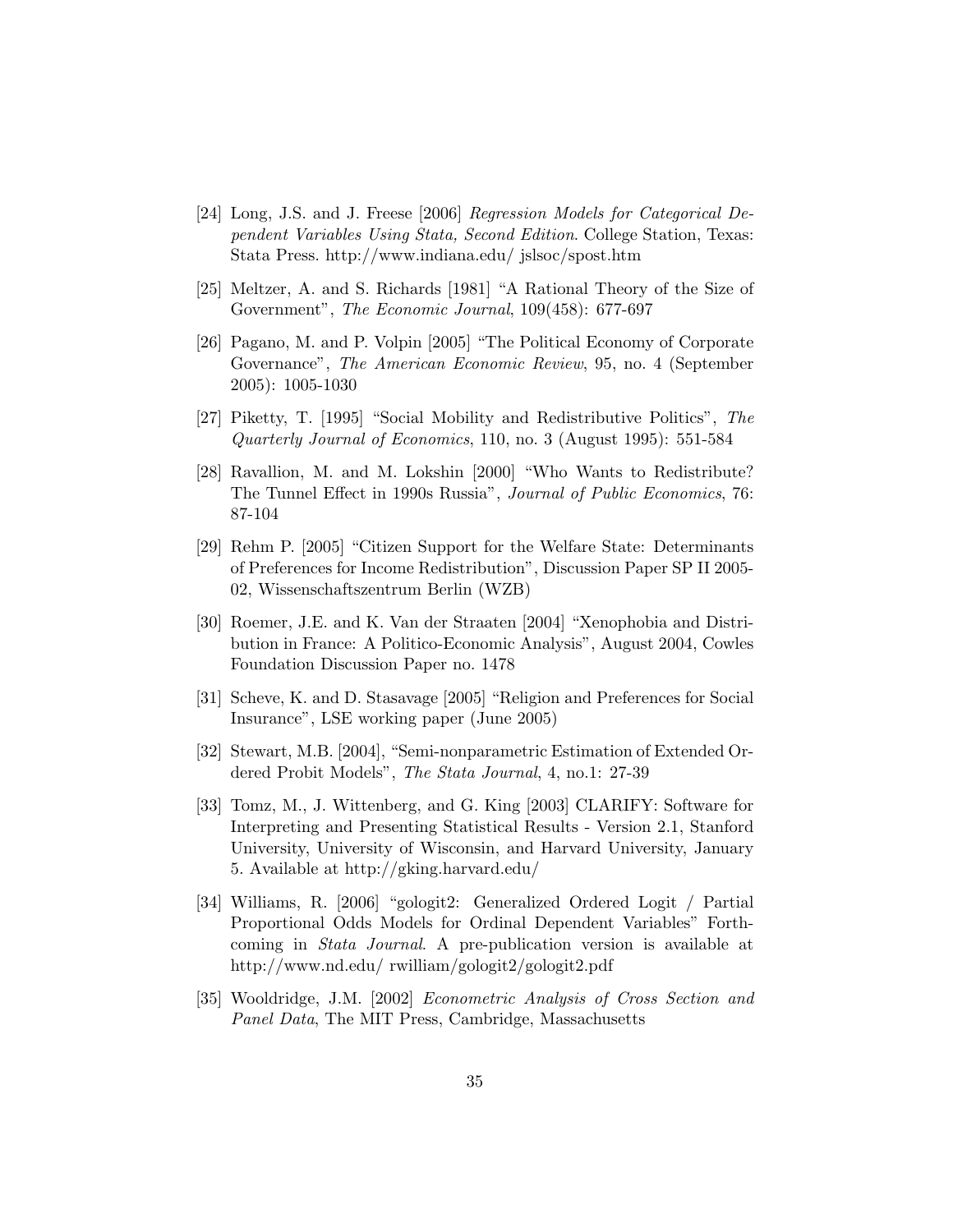[24] Long, J.S. and J. Freese [2006] *Regression Models for Categorical Dependent Variables Using Stata, Second Edition*. College Station, Texas: Stata Press. http://www.indiana.edu/ jslsoc/spost.htm

[25] Meltzer, A. and S. Richards [1981] "A Rational Theory of the Size of Government", *The Economic Journal*, 109(458): 677-697

[26] Pagano, M. and P. Volpin [2005] "The Political Economy of Corporate Governance", *The American Economic Review*, 95, no. 4 (September 2005): 1005-1030

[27] Piketty, T. [1995] "Social Mobility and Redistributive Politics", *The Quarterly Journal of Economics*, 110, no. 3 (August 1995): 551-584

[28] Ravallion, M. and M. Lokshin [2000] "Who Wants to Redistribute? The Tunnel Effect in 1990s Russia", *Journal of Public Economics*, 76: 87-104

[29] Rehm P. [2005] "Citizen Support for the Welfare State: Determinants of Preferences for Income Redistribution", Discussion Paper SP II 2005-02, Wissenschaftszentrum Berlin (WZB)

[30] Roemer, J.E. and K. Van der Straaten [2004] "Xenophobia and Distribution in France: A Politico-Economic Analysis", August 2004, Cowles Foundation Discussion Paper no. 1478

[31] Scheve, K. and D. Stasavage [2005] "Religion and Preferences for Social Insurance", LSE working paper (June 2005)

[32] Stewart, M.B. [2004], "Semi-nonparametric Estimation of Extended Ordered Probit Models", *The Stata Journal*, 4, no.1: 27-39

[33] Tomz, M., J. Wittenberg, and G. King [2003] CLARIFY: Software for Interpreting and Presenting Statistical Results - Version 2.1, Stanford University, University of Wisconsin, and Harvard University, January 5. Available at http://gking.harvard.edu/

[34] Williams, R. [2006] "gologit2: Generalized Ordered Logit / Partial Proportional Odds Models for Ordinal Dependent Variables" Forthcoming in *Stata Journal*. A pre-publication version is available at http://www.nd.edu/ rwilliam/gologit2/gologit2.pdf

[35] Wooldridge, J.M. [2002] *Econometric Analysis of Cross Section and Panel Data*, The MIT Press, Cambridge, Massachusetts